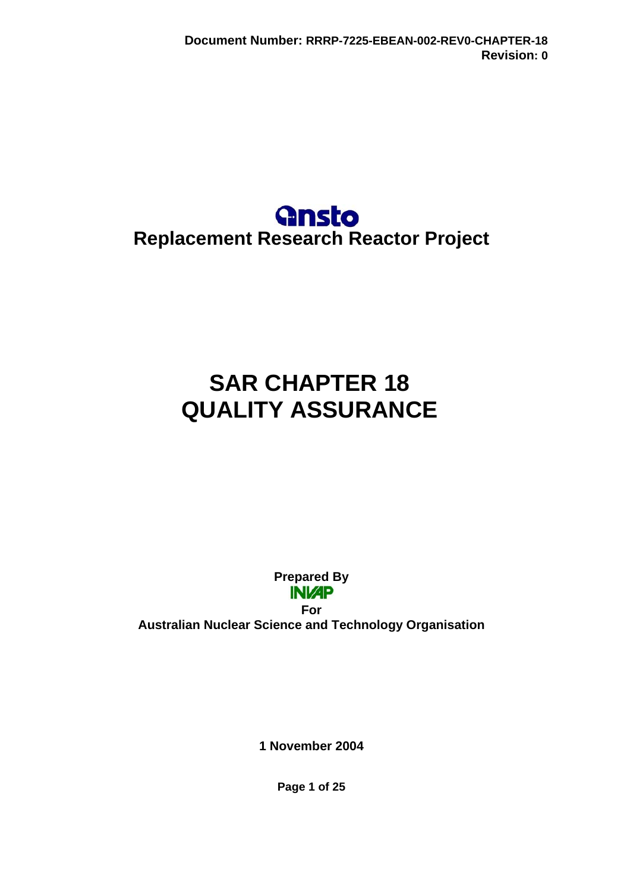**Document Number:** RRRP-7225-EBEAN-002-REV0-CHAPTER-18
**Revision:** 0

ansto

**Replacement Research Reactor Project**

# SAR CHAPTER 18
# QUALITY ASSURANCE

**Prepared By**

INVAP

**For**

**Australian Nuclear Science and Technology Organisation**

**1 November 2004**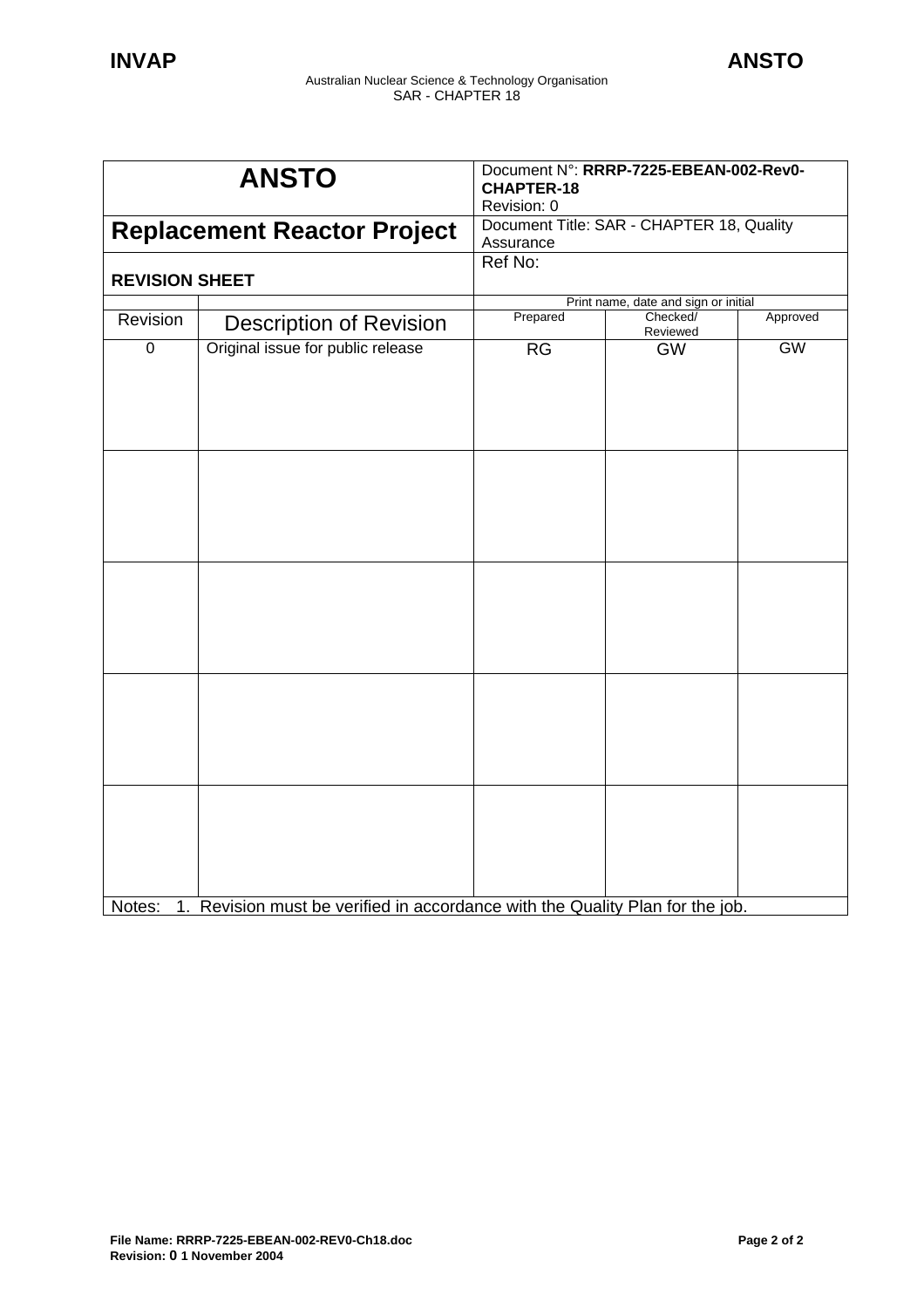| **ANSTO** | Document N°: **RRRP-7225-EBEAN-002-Rev0-CHAPTER-18** Revision: 0 | | |
|---|---|---|---|
| **Replacement Reactor Project** | Document Title: SAR - CHAPTER 18, Quality Assurance | | |
| **REVISION SHEET** | Ref No: | | |

| | | Print name, date and sign or initial | | |
|---|---|---|---|---|
| Revision | Description of Revision | Prepared | Checked/ Reviewed | Approved |
| 0 | Original issue for public release | RG | GW | GW |
| | | | | |
| | | | | |
| | | | | |
| | | | | |

Notes: 1. Revision must be verified in accordance with the Quality Plan for the job.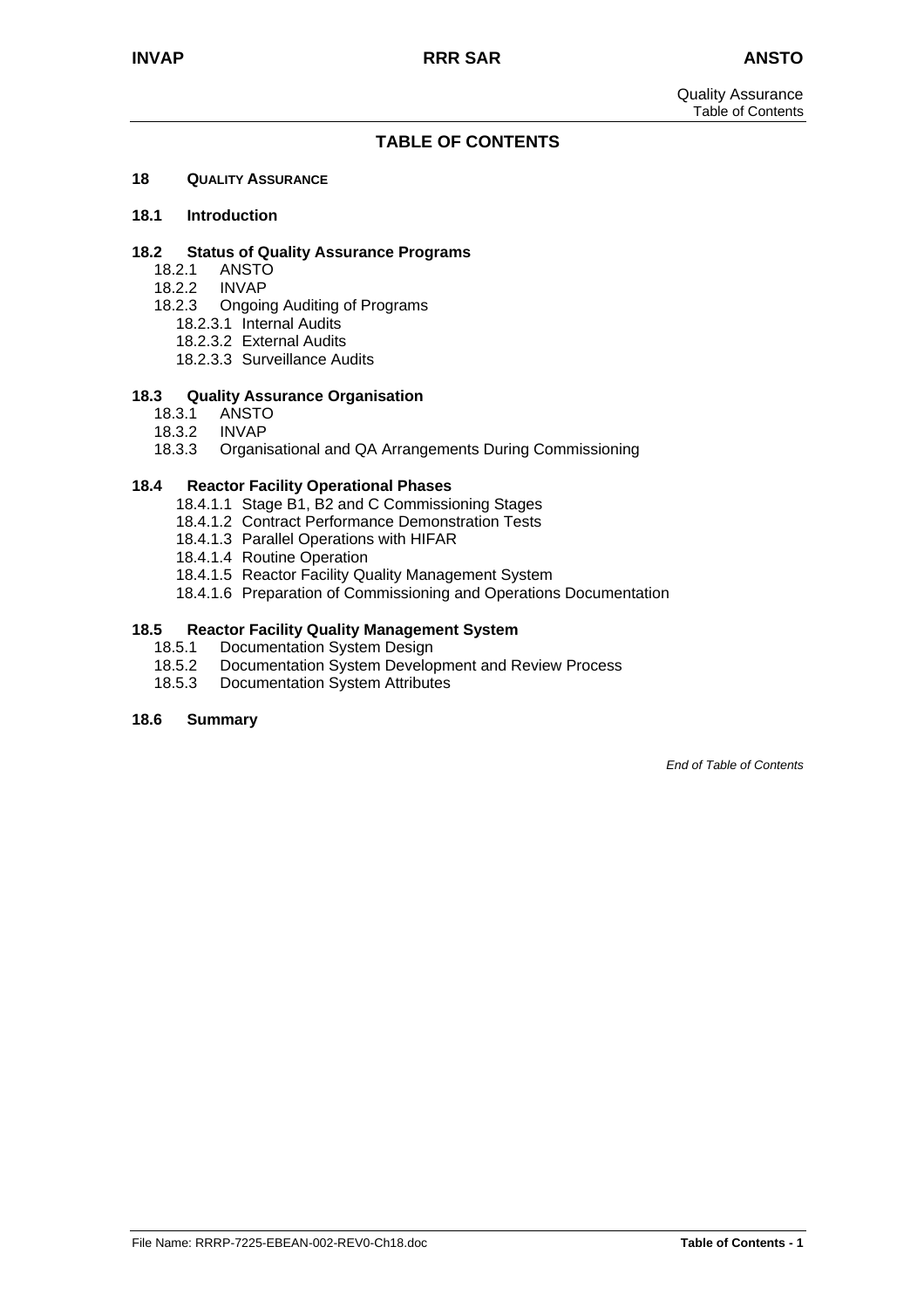# TABLE OF CONTENTS

**18 QUALITY ASSURANCE**

**18.1 Introduction**

**18.2 Status of Quality Assurance Programs**
- 18.2.1 ANSTO
- 18.2.2 INVAP
- 18.2.3 Ongoing Auditing of Programs
  - 18.2.3.1 Internal Audits
  - 18.2.3.2 External Audits
  - 18.2.3.3 Surveillance Audits

**18.3 Quality Assurance Organisation**
- 18.3.1 ANSTO
- 18.3.2 INVAP
- 18.3.3 Organisational and QA Arrangements During Commissioning

**18.4 Reactor Facility Operational Phases**
- 18.4.1.1 Stage B1, B2 and C Commissioning Stages
- 18.4.1.2 Contract Performance Demonstration Tests
- 18.4.1.3 Parallel Operations with HIFAR
- 18.4.1.4 Routine Operation
- 18.4.1.5 Reactor Facility Quality Management System
- 18.4.1.6 Preparation of Commissioning and Operations Documentation

**18.5 Reactor Facility Quality Management System**
- 18.5.1 Documentation System Design
- 18.5.2 Documentation System Development and Review Process
- 18.5.3 Documentation System Attributes

**18.6 Summary**

*End of Table of Contents*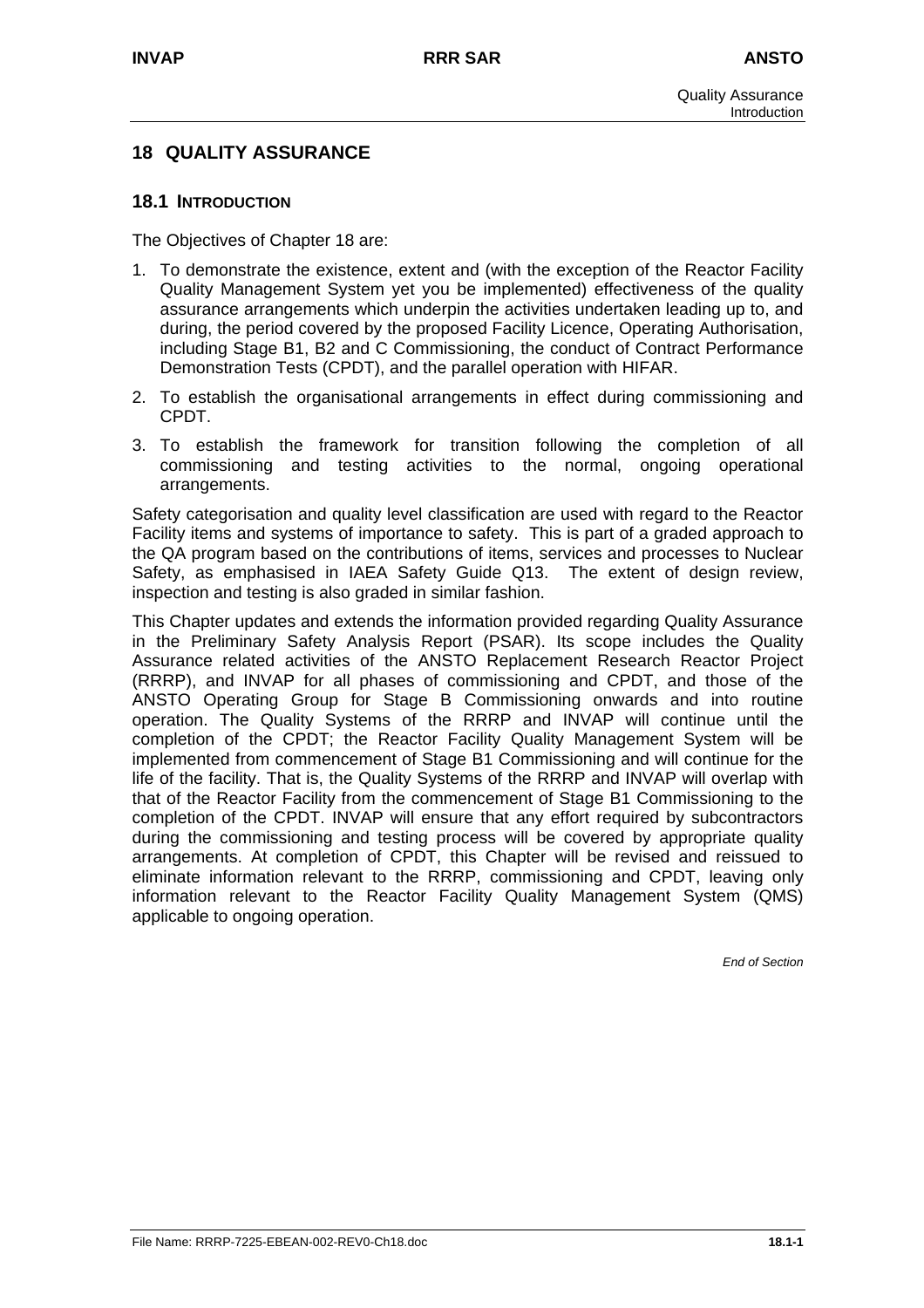# 18 QUALITY ASSURANCE

## 18.1 INTRODUCTION

The Objectives of Chapter 18 are:

1. To demonstrate the existence, extent and (with the exception of the Reactor Facility Quality Management System yet you be implemented) effectiveness of the quality assurance arrangements which underpin the activities undertaken leading up to, and during, the period covered by the proposed Facility Licence, Operating Authorisation, including Stage B1, B2 and C Commissioning, the conduct of Contract Performance Demonstration Tests (CPDT), and the parallel operation with HIFAR.
2. To establish the organisational arrangements in effect during commissioning and CPDT.
3. To establish the framework for transition following the completion of all commissioning and testing activities to the normal, ongoing operational arrangements.

Safety categorisation and quality level classification are used with regard to the Reactor Facility items and systems of importance to safety. This is part of a graded approach to the QA program based on the contributions of items, services and processes to Nuclear Safety, as emphasised in IAEA Safety Guide Q13. The extent of design review, inspection and testing is also graded in similar fashion.

This Chapter updates and extends the information provided regarding Quality Assurance in the Preliminary Safety Analysis Report (PSAR). Its scope includes the Quality Assurance related activities of the ANSTO Replacement Research Reactor Project (RRRP), and INVAP for all phases of commissioning and CPDT, and those of the ANSTO Operating Group for Stage B Commissioning onwards and into routine operation. The Quality Systems of the RRRP and INVAP will continue until the completion of the CPDT; the Reactor Facility Quality Management System will be implemented from commencement of Stage B1 Commissioning and will continue for the life of the facility. That is, the Quality Systems of the RRRP and INVAP will overlap with that of the Reactor Facility from the commencement of Stage B1 Commissioning to the completion of the CPDT. INVAP will ensure that any effort required by subcontractors during the commissioning and testing process will be covered by appropriate quality arrangements. At completion of CPDT, this Chapter will be revised and reissued to eliminate information relevant to the RRRP, commissioning and CPDT, leaving only information relevant to the Reactor Facility Quality Management System (QMS) applicable to ongoing operation.

*End of Section*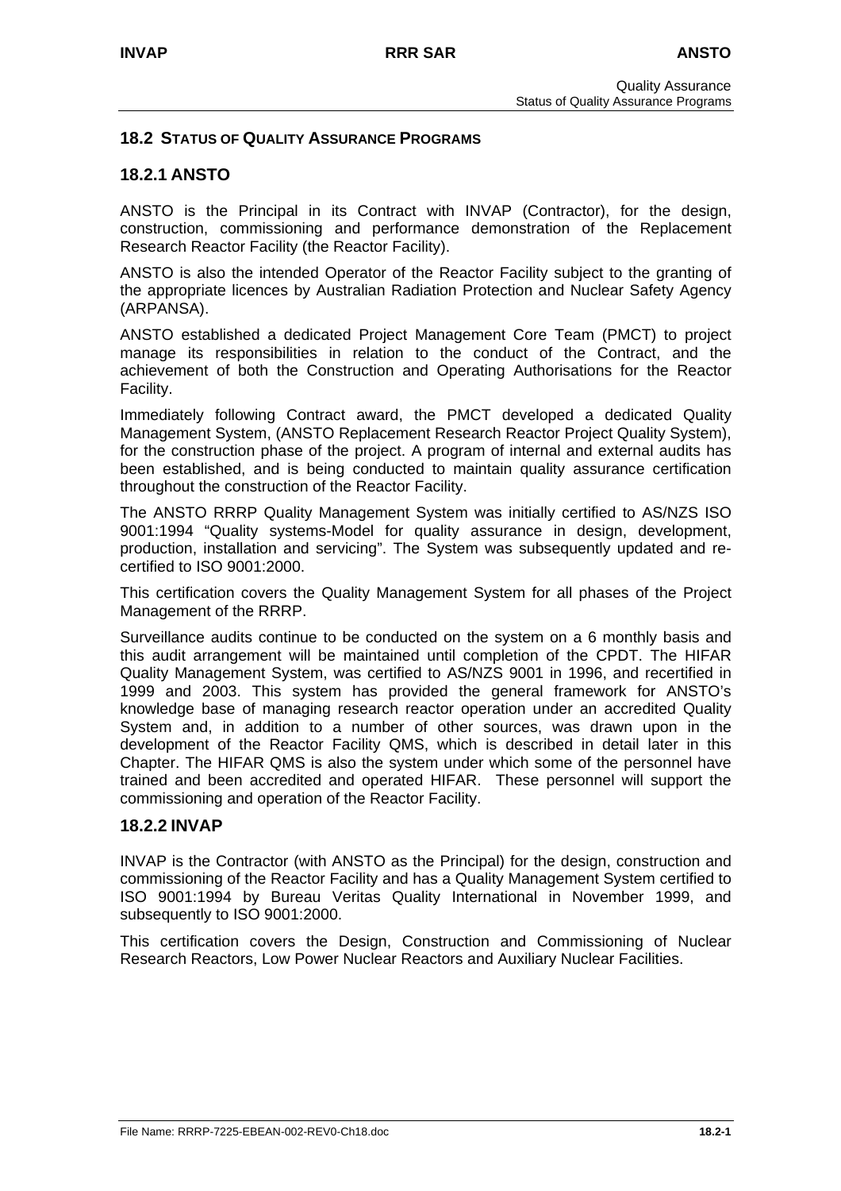## 18.2 STATUS OF QUALITY ASSURANCE PROGRAMS

### 18.2.1 ANSTO

ANSTO is the Principal in its Contract with INVAP (Contractor), for the design, construction, commissioning and performance demonstration of the Replacement Research Reactor Facility (the Reactor Facility).

ANSTO is also the intended Operator of the Reactor Facility subject to the granting of the appropriate licences by Australian Radiation Protection and Nuclear Safety Agency (ARPANSA).

ANSTO established a dedicated Project Management Core Team (PMCT) to project manage its responsibilities in relation to the conduct of the Contract, and the achievement of both the Construction and Operating Authorisations for the Reactor Facility.

Immediately following Contract award, the PMCT developed a dedicated Quality Management System, (ANSTO Replacement Research Reactor Project Quality System), for the construction phase of the project. A program of internal and external audits has been established, and is being conducted to maintain quality assurance certification throughout the construction of the Reactor Facility.

The ANSTO RRRP Quality Management System was initially certified to AS/NZS ISO 9001:1994 "Quality systems-Model for quality assurance in design, development, production, installation and servicing". The System was subsequently updated and re-certified to ISO 9001:2000.

This certification covers the Quality Management System for all phases of the Project Management of the RRRP.

Surveillance audits continue to be conducted on the system on a 6 monthly basis and this audit arrangement will be maintained until completion of the CPDT. The HIFAR Quality Management System, was certified to AS/NZS 9001 in 1996, and recertified in 1999 and 2003. This system has provided the general framework for ANSTO's knowledge base of managing research reactor operation under an accredited Quality System and, in addition to a number of other sources, was drawn upon in the development of the Reactor Facility QMS, which is described in detail later in this Chapter. The HIFAR QMS is also the system under which some of the personnel have trained and been accredited and operated HIFAR. These personnel will support the commissioning and operation of the Reactor Facility.

### 18.2.2 INVAP

INVAP is the Contractor (with ANSTO as the Principal) for the design, construction and commissioning of the Reactor Facility and has a Quality Management System certified to ISO 9001:1994 by Bureau Veritas Quality International in November 1999, and subsequently to ISO 9001:2000.

This certification covers the Design, Construction and Commissioning of Nuclear Research Reactors, Low Power Nuclear Reactors and Auxiliary Nuclear Facilities.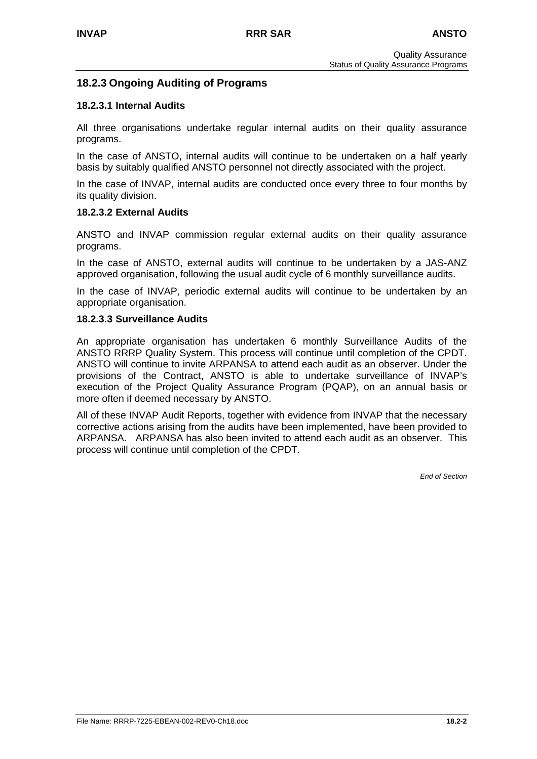## 18.2.3 Ongoing Auditing of Programs

### 18.2.3.1 Internal Audits

All three organisations undertake regular internal audits on their quality assurance programs.

In the case of ANSTO, internal audits will continue to be undertaken on a half yearly basis by suitably qualified ANSTO personnel not directly associated with the project.

In the case of INVAP, internal audits are conducted once every three to four months by its quality division.

### 18.2.3.2 External Audits

ANSTO and INVAP commission regular external audits on their quality assurance programs.

In the case of ANSTO, external audits will continue to be undertaken by a JAS-ANZ approved organisation, following the usual audit cycle of 6 monthly surveillance audits.

In the case of INVAP, periodic external audits will continue to be undertaken by an appropriate organisation.

### 18.2.3.3 Surveillance Audits

An appropriate organisation has undertaken 6 monthly Surveillance Audits of the ANSTO RRRP Quality System. This process will continue until completion of the CPDT. ANSTO will continue to invite ARPANSA to attend each audit as an observer. Under the provisions of the Contract, ANSTO is able to undertake surveillance of INVAP's execution of the Project Quality Assurance Program (PQAP), on an annual basis or more often if deemed necessary by ANSTO.

All of these INVAP Audit Reports, together with evidence from INVAP that the necessary corrective actions arising from the audits have been implemented, have been provided to ARPANSA. ARPANSA has also been invited to attend each audit as an observer. This process will continue until completion of the CPDT.

*End of Section*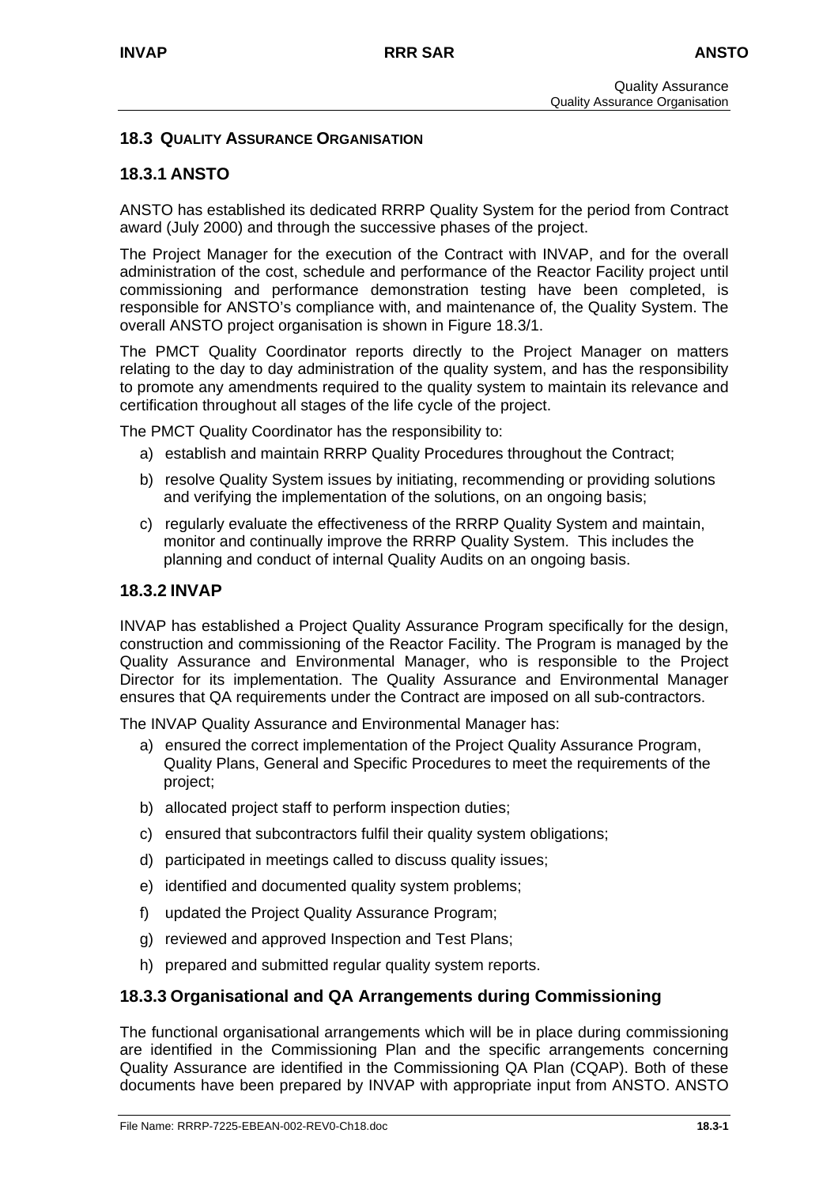## 18.3 QUALITY ASSURANCE ORGANISATION

### 18.3.1 ANSTO

ANSTO has established its dedicated RRRP Quality System for the period from Contract award (July 2000) and through the successive phases of the project.

The Project Manager for the execution of the Contract with INVAP, and for the overall administration of the cost, schedule and performance of the Reactor Facility project until commissioning and performance demonstration testing have been completed, is responsible for ANSTO's compliance with, and maintenance of, the Quality System. The overall ANSTO project organisation is shown in Figure 18.3/1.

The PMCT Quality Coordinator reports directly to the Project Manager on matters relating to the day to day administration of the quality system, and has the responsibility to promote any amendments required to the quality system to maintain its relevance and certification throughout all stages of the life cycle of the project.

The PMCT Quality Coordinator has the responsibility to:

a) establish and maintain RRRP Quality Procedures throughout the Contract;

b) resolve Quality System issues by initiating, recommending or providing solutions and verifying the implementation of the solutions, on an ongoing basis;

c) regularly evaluate the effectiveness of the RRRP Quality System and maintain, monitor and continually improve the RRRP Quality System. This includes the planning and conduct of internal Quality Audits on an ongoing basis.

### 18.3.2 INVAP

INVAP has established a Project Quality Assurance Program specifically for the design, construction and commissioning of the Reactor Facility. The Program is managed by the Quality Assurance and Environmental Manager, who is responsible to the Project Director for its implementation. The Quality Assurance and Environmental Manager ensures that QA requirements under the Contract are imposed on all sub-contractors.

The INVAP Quality Assurance and Environmental Manager has:

a) ensured the correct implementation of the Project Quality Assurance Program, Quality Plans, General and Specific Procedures to meet the requirements of the project;

b) allocated project staff to perform inspection duties;

c) ensured that subcontractors fulfil their quality system obligations;

d) participated in meetings called to discuss quality issues;

e) identified and documented quality system problems;

f) updated the Project Quality Assurance Program;

g) reviewed and approved Inspection and Test Plans;

h) prepared and submitted regular quality system reports.

### 18.3.3 Organisational and QA Arrangements during Commissioning

The functional organisational arrangements which will be in place during commissioning are identified in the Commissioning Plan and the specific arrangements concerning Quality Assurance are identified in the Commissioning QA Plan (CQAP). Both of these documents have been prepared by INVAP with appropriate input from ANSTO. ANSTO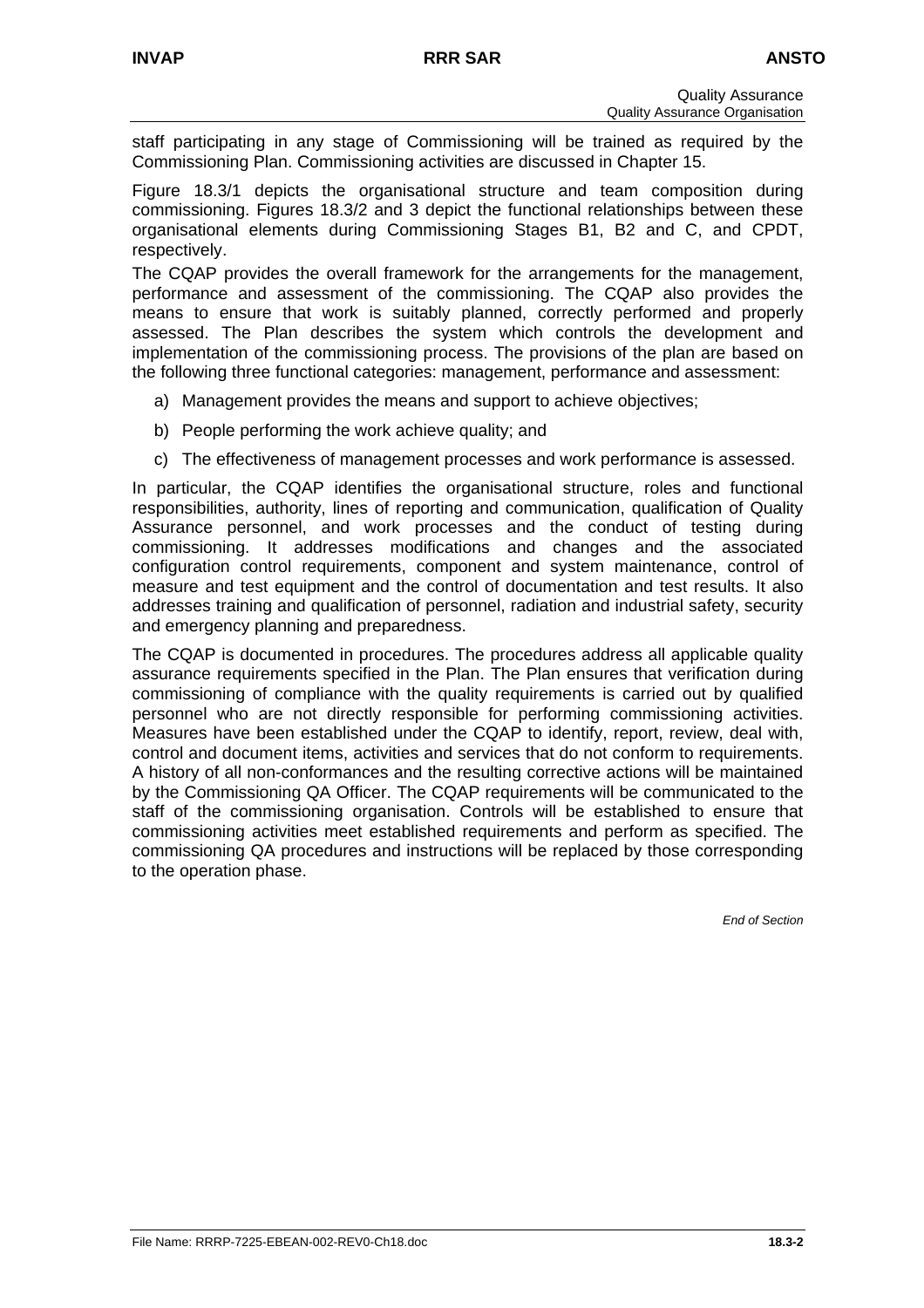staff participating in any stage of Commissioning will be trained as required by the Commissioning Plan. Commissioning activities are discussed in Chapter 15.

Figure 18.3/1 depicts the organisational structure and team composition during commissioning. Figures 18.3/2 and 3 depict the functional relationships between these organisational elements during Commissioning Stages B1, B2 and C, and CPDT, respectively.

The CQAP provides the overall framework for the arrangements for the management, performance and assessment of the commissioning. The CQAP also provides the means to ensure that work is suitably planned, correctly performed and properly assessed. The Plan describes the system which controls the development and implementation of the commissioning process. The provisions of the plan are based on the following three functional categories: management, performance and assessment:

a) Management provides the means and support to achieve objectives;

b) People performing the work achieve quality; and

c) The effectiveness of management processes and work performance is assessed.

In particular, the CQAP identifies the organisational structure, roles and functional responsibilities, authority, lines of reporting and communication, qualification of Quality Assurance personnel, and work processes and the conduct of testing during commissioning. It addresses modifications and changes and the associated configuration control requirements, component and system maintenance, control of measure and test equipment and the control of documentation and test results. It also addresses training and qualification of personnel, radiation and industrial safety, security and emergency planning and preparedness.

The CQAP is documented in procedures. The procedures address all applicable quality assurance requirements specified in the Plan. The Plan ensures that verification during commissioning of compliance with the quality requirements is carried out by qualified personnel who are not directly responsible for performing commissioning activities. Measures have been established under the CQAP to identify, report, review, deal with, control and document items, activities and services that do not conform to requirements. A history of all non-conformances and the resulting corrective actions will be maintained by the Commissioning QA Officer. The CQAP requirements will be communicated to the staff of the commissioning organisation. Controls will be established to ensure that commissioning activities meet established requirements and perform as specified. The commissioning QA procedures and instructions will be replaced by those corresponding to the operation phase.

*End of Section*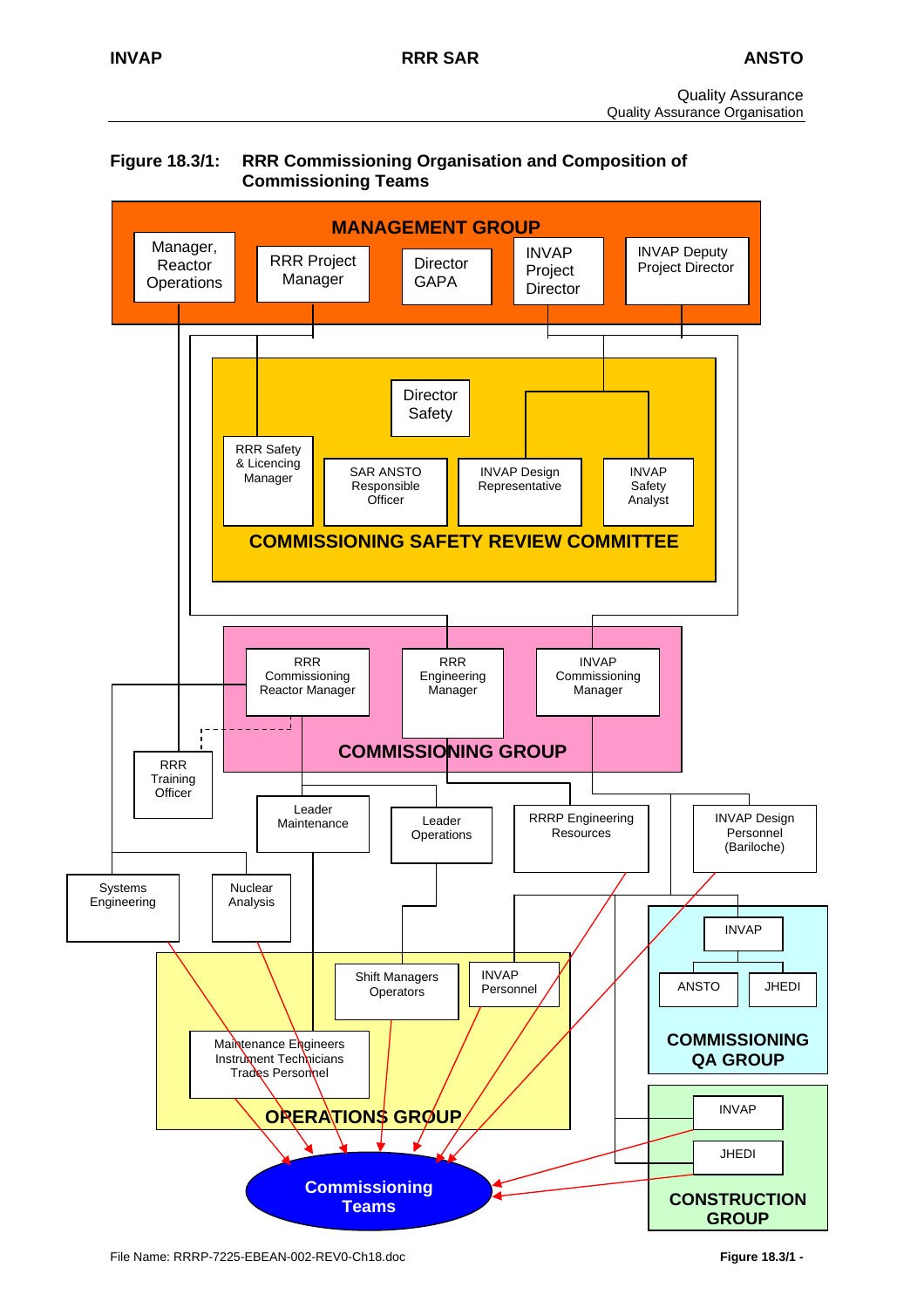**Figure 18.3/1: RRR Commissioning Organisation and Composition of Commissioning Teams**

MANAGEMENT GROUP

- Manager, Reactor Operations
- RRR Project Manager
- Director GAPA
- INVAP Project Director
- INVAP Deputy Project Director

COMMISSIONING SAFETY REVIEW COMMITTEE

- Director Safety
- RRR Safety & Licencing Manager
- SAR ANSTO Responsible Officer
- INVAP Design Representative
- INVAP Safety Analyst

COMMISSIONING GROUP

- RRR Commissioning Reactor Manager
- RRR Engineering Manager
- INVAP Commissioning Manager

Other units:

- RRR Training Officer
- Leader Maintenance
- Leader Operations
- RRRP Engineering Resources
- INVAP Design Personnel (Bariloche)
- Systems Engineering
- Nuclear Analysis

OPERATIONS GROUP

- Shift Managers Operators
- INVAP Personnel
- Maintenance Engineers Instrument Technicians Trades Personnel

COMMISSIONING QA GROUP

- INVAP
- ANSTO
- JHEDI

CONSTRUCTION GROUP

- INVAP
- JHEDI

Commissioning Teams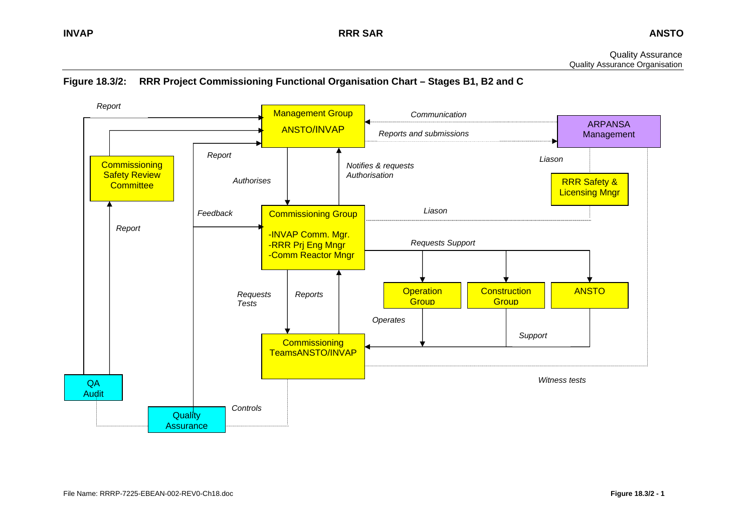Quality Assurance
Quality Assurance Organisation

**Figure 18.3/2: RRR Project Commissioning Functional Organisation Chart – Stages B1, B2 and C**

Management Group
ANSTO/INVAP

ARPANSA Management

Communication

Reports and submissions

Report

Report

Commissioning Safety Review Committee

Authorises

Notifies & requests Authorisation

Liason

RRR Safety & Licensing Mngr

Feedback

Commissioning Group
-INVAP Comm. Mgr.
-RRR Prj Eng Mngr
-Comm Reactor Mngr

Liason

Report

Requests Support

Operation Group

Construction Group

ANSTO

Requests Tests

Reports

Operates

Support

Commissioning TeamsANSTO/INVAP

Witness tests

QA Audit

Quality Assurance

Controls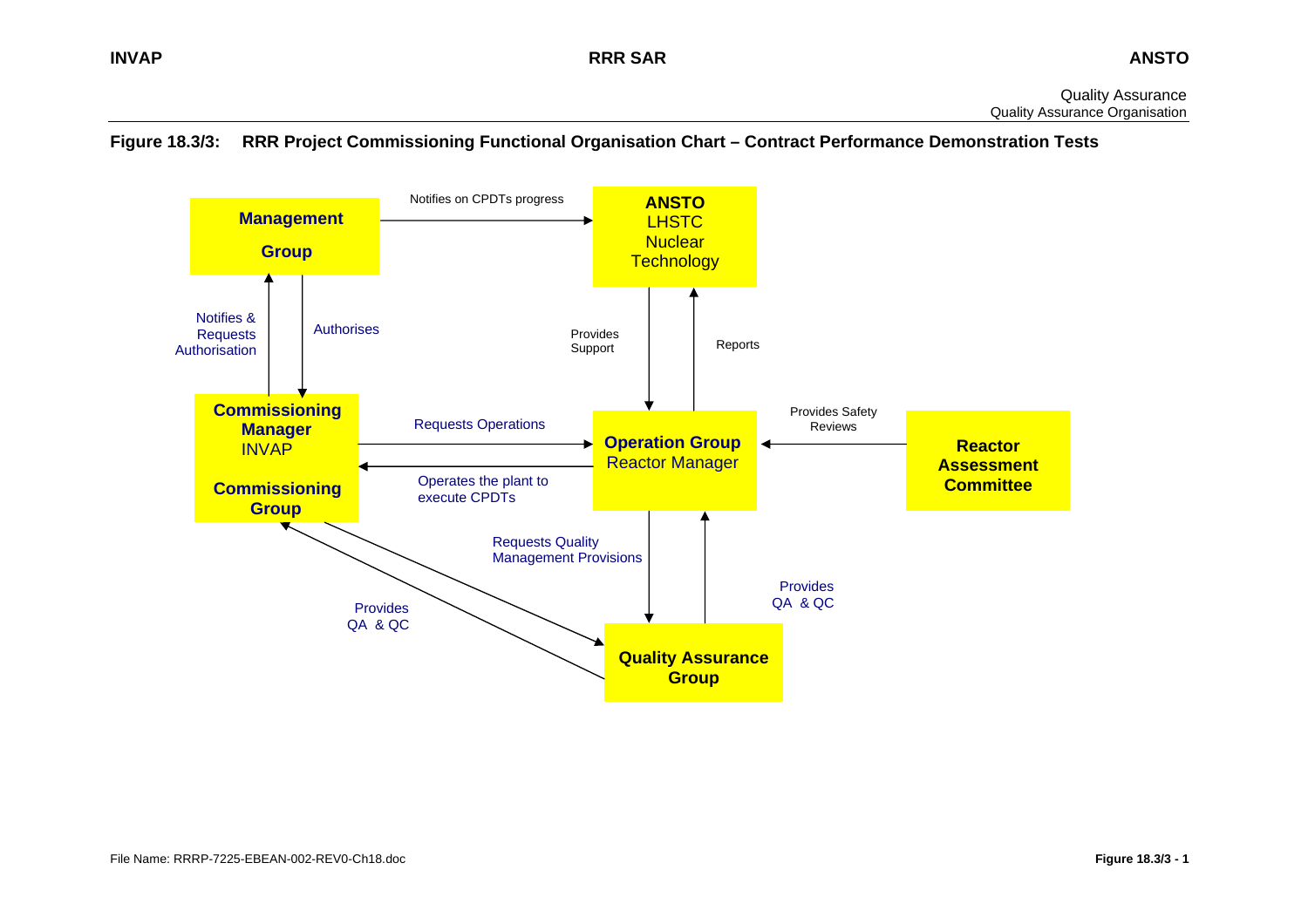**Figure 18.3/3: RRR Project Commissioning Functional Organisation Chart – Contract Performance Demonstration Tests**

**Management Group**

**ANSTO**
LHSTC
Nuclear
Technology

Notifies on CPDTs progress

Notifies & Requests Authorisation

Authorises

Provides Support

Reports

**Commissioning Manager**
INVAP

**Commissioning Group**

Requests Operations

Operates the plant to execute CPDTs

**Operation Group**
Reactor Manager

Provides Safety Reviews

**Reactor Assessment Committee**

Requests Quality Management Provisions

Provides QA & QC

Provides QA & QC

**Quality Assurance Group**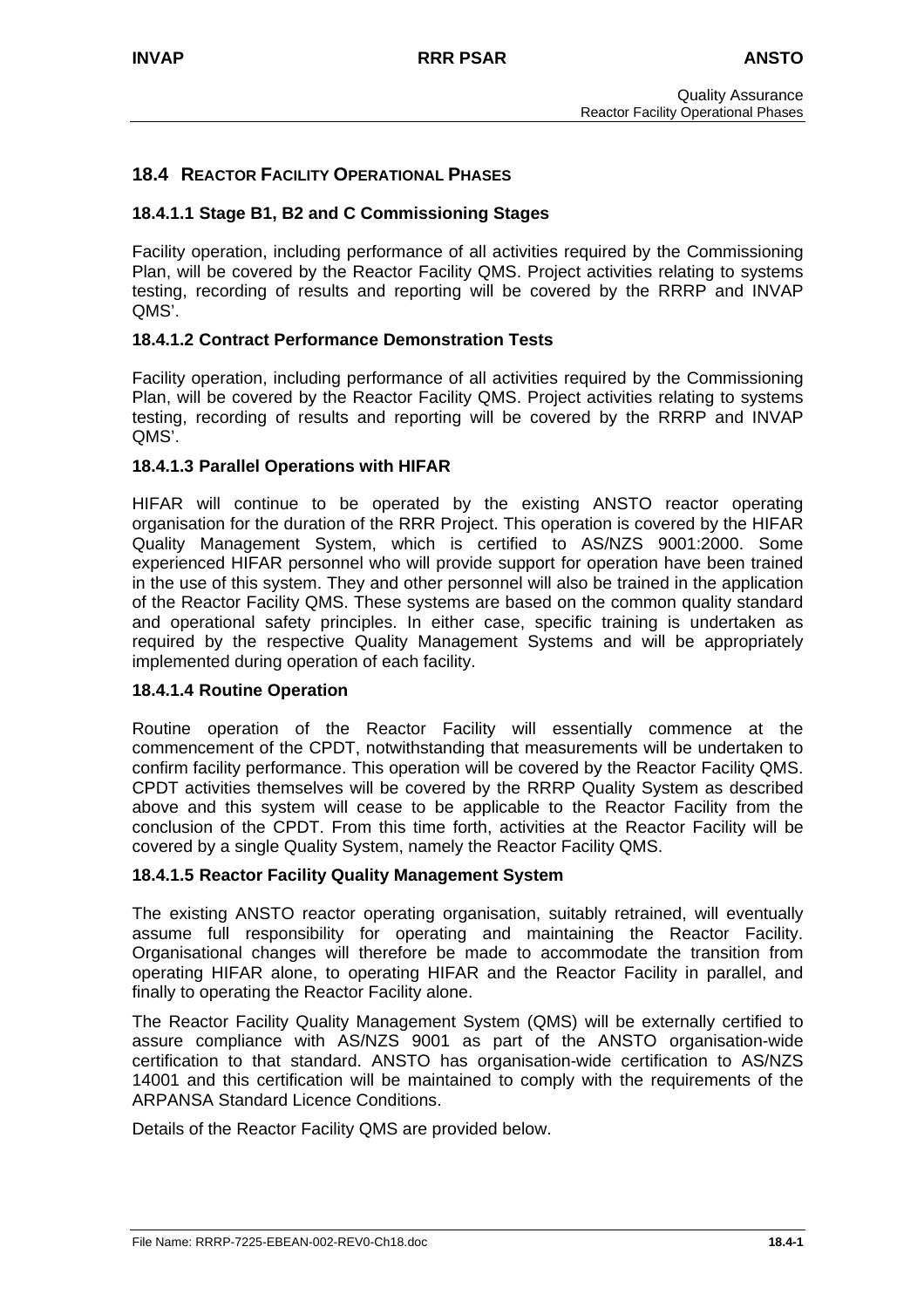## 18.4 REACTOR FACILITY OPERATIONAL PHASES

### 18.4.1.1 Stage B1, B2 and C Commissioning Stages

Facility operation, including performance of all activities required by the Commissioning Plan, will be covered by the Reactor Facility QMS. Project activities relating to systems testing, recording of results and reporting will be covered by the RRRP and INVAP QMS'.

### 18.4.1.2 Contract Performance Demonstration Tests

Facility operation, including performance of all activities required by the Commissioning Plan, will be covered by the Reactor Facility QMS. Project activities relating to systems testing, recording of results and reporting will be covered by the RRRP and INVAP QMS'.

### 18.4.1.3 Parallel Operations with HIFAR

HIFAR will continue to be operated by the existing ANSTO reactor operating organisation for the duration of the RRR Project. This operation is covered by the HIFAR Quality Management System, which is certified to AS/NZS 9001:2000. Some experienced HIFAR personnel who will provide support for operation have been trained in the use of this system. They and other personnel will also be trained in the application of the Reactor Facility QMS. These systems are based on the common quality standard and operational safety principles. In either case, specific training is undertaken as required by the respective Quality Management Systems and will be appropriately implemented during operation of each facility.

### 18.4.1.4 Routine Operation

Routine operation of the Reactor Facility will essentially commence at the commencement of the CPDT, notwithstanding that measurements will be undertaken to confirm facility performance. This operation will be covered by the Reactor Facility QMS. CPDT activities themselves will be covered by the RRRP Quality System as described above and this system will cease to be applicable to the Reactor Facility from the conclusion of the CPDT. From this time forth, activities at the Reactor Facility will be covered by a single Quality System, namely the Reactor Facility QMS.

### 18.4.1.5 Reactor Facility Quality Management System

The existing ANSTO reactor operating organisation, suitably retrained, will eventually assume full responsibility for operating and maintaining the Reactor Facility. Organisational changes will therefore be made to accommodate the transition from operating HIFAR alone, to operating HIFAR and the Reactor Facility in parallel, and finally to operating the Reactor Facility alone.

The Reactor Facility Quality Management System (QMS) will be externally certified to assure compliance with AS/NZS 9001 as part of the ANSTO organisation-wide certification to that standard. ANSTO has organisation-wide certification to AS/NZS 14001 and this certification will be maintained to comply with the requirements of the ARPANSA Standard Licence Conditions.

Details of the Reactor Facility QMS are provided below.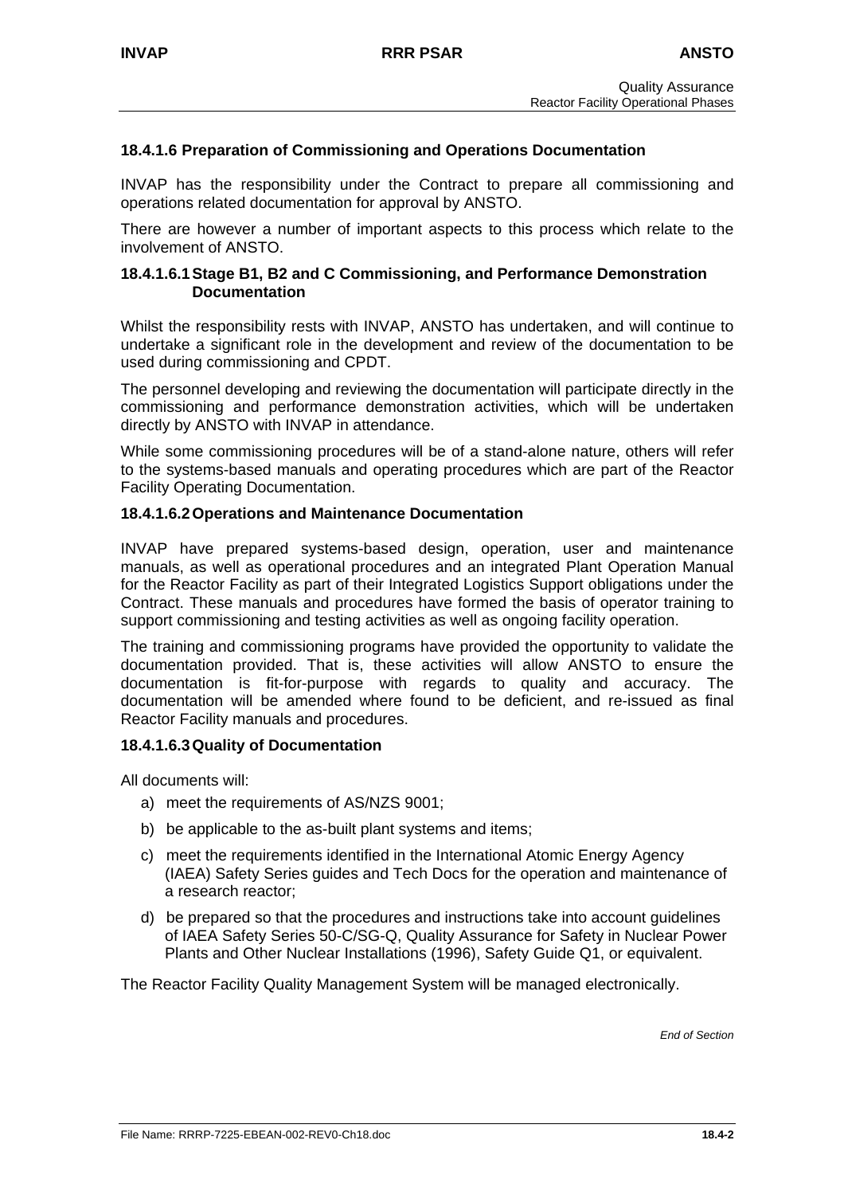### 18.4.1.6 Preparation of Commissioning and Operations Documentation

INVAP has the responsibility under the Contract to prepare all commissioning and operations related documentation for approval by ANSTO.

There are however a number of important aspects to this process which relate to the involvement of ANSTO.

#### 18.4.1.6.1 Stage B1, B2 and C Commissioning, and Performance Demonstration Documentation

Whilst the responsibility rests with INVAP, ANSTO has undertaken, and will continue to undertake a significant role in the development and review of the documentation to be used during commissioning and CPDT.

The personnel developing and reviewing the documentation will participate directly in the commissioning and performance demonstration activities, which will be undertaken directly by ANSTO with INVAP in attendance.

While some commissioning procedures will be of a stand-alone nature, others will refer to the systems-based manuals and operating procedures which are part of the Reactor Facility Operating Documentation.

#### 18.4.1.6.2 Operations and Maintenance Documentation

INVAP have prepared systems-based design, operation, user and maintenance manuals, as well as operational procedures and an integrated Plant Operation Manual for the Reactor Facility as part of their Integrated Logistics Support obligations under the Contract. These manuals and procedures have formed the basis of operator training to support commissioning and testing activities as well as ongoing facility operation.

The training and commissioning programs have provided the opportunity to validate the documentation provided. That is, these activities will allow ANSTO to ensure the documentation is fit-for-purpose with regards to quality and accuracy. The documentation will be amended where found to be deficient, and re-issued as final Reactor Facility manuals and procedures.

#### 18.4.1.6.3 Quality of Documentation

All documents will:

a) meet the requirements of AS/NZS 9001;

b) be applicable to the as-built plant systems and items;

c) meet the requirements identified in the International Atomic Energy Agency (IAEA) Safety Series guides and Tech Docs for the operation and maintenance of a research reactor;

d) be prepared so that the procedures and instructions take into account guidelines of IAEA Safety Series 50-C/SG-Q, Quality Assurance for Safety in Nuclear Power Plants and Other Nuclear Installations (1996), Safety Guide Q1, or equivalent.

The Reactor Facility Quality Management System will be managed electronically.

*End of Section*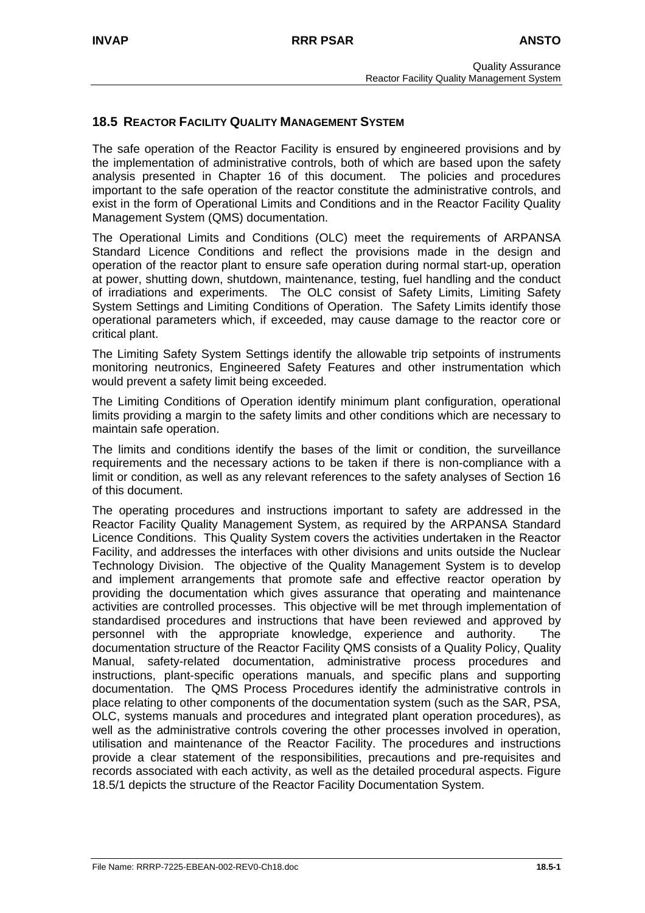## 18.5 REACTOR FACILITY QUALITY MANAGEMENT SYSTEM

The safe operation of the Reactor Facility is ensured by engineered provisions and by the implementation of administrative controls, both of which are based upon the safety analysis presented in Chapter 16 of this document. The policies and procedures important to the safe operation of the reactor constitute the administrative controls, and exist in the form of Operational Limits and Conditions and in the Reactor Facility Quality Management System (QMS) documentation.

The Operational Limits and Conditions (OLC) meet the requirements of ARPANSA Standard Licence Conditions and reflect the provisions made in the design and operation of the reactor plant to ensure safe operation during normal start-up, operation at power, shutting down, shutdown, maintenance, testing, fuel handling and the conduct of irradiations and experiments. The OLC consist of Safety Limits, Limiting Safety System Settings and Limiting Conditions of Operation. The Safety Limits identify those operational parameters which, if exceeded, may cause damage to the reactor core or critical plant.

The Limiting Safety System Settings identify the allowable trip setpoints of instruments monitoring neutronics, Engineered Safety Features and other instrumentation which would prevent a safety limit being exceeded.

The Limiting Conditions of Operation identify minimum plant configuration, operational limits providing a margin to the safety limits and other conditions which are necessary to maintain safe operation.

The limits and conditions identify the bases of the limit or condition, the surveillance requirements and the necessary actions to be taken if there is non-compliance with a limit or condition, as well as any relevant references to the safety analyses of Section 16 of this document.

The operating procedures and instructions important to safety are addressed in the Reactor Facility Quality Management System, as required by the ARPANSA Standard Licence Conditions. This Quality System covers the activities undertaken in the Reactor Facility, and addresses the interfaces with other divisions and units outside the Nuclear Technology Division. The objective of the Quality Management System is to develop and implement arrangements that promote safe and effective reactor operation by providing the documentation which gives assurance that operating and maintenance activities are controlled processes. This objective will be met through implementation of standardised procedures and instructions that have been reviewed and approved by personnel with the appropriate knowledge, experience and authority. The documentation structure of the Reactor Facility QMS consists of a Quality Policy, Quality Manual, safety-related documentation, administrative process procedures and instructions, plant-specific operations manuals, and specific plans and supporting documentation. The QMS Process Procedures identify the administrative controls in place relating to other components of the documentation system (such as the SAR, PSA, OLC, systems manuals and procedures and integrated plant operation procedures), as well as the administrative controls covering the other processes involved in operation, utilisation and maintenance of the Reactor Facility. The procedures and instructions provide a clear statement of the responsibilities, precautions and pre-requisites and records associated with each activity, as well as the detailed procedural aspects. Figure 18.5/1 depicts the structure of the Reactor Facility Documentation System.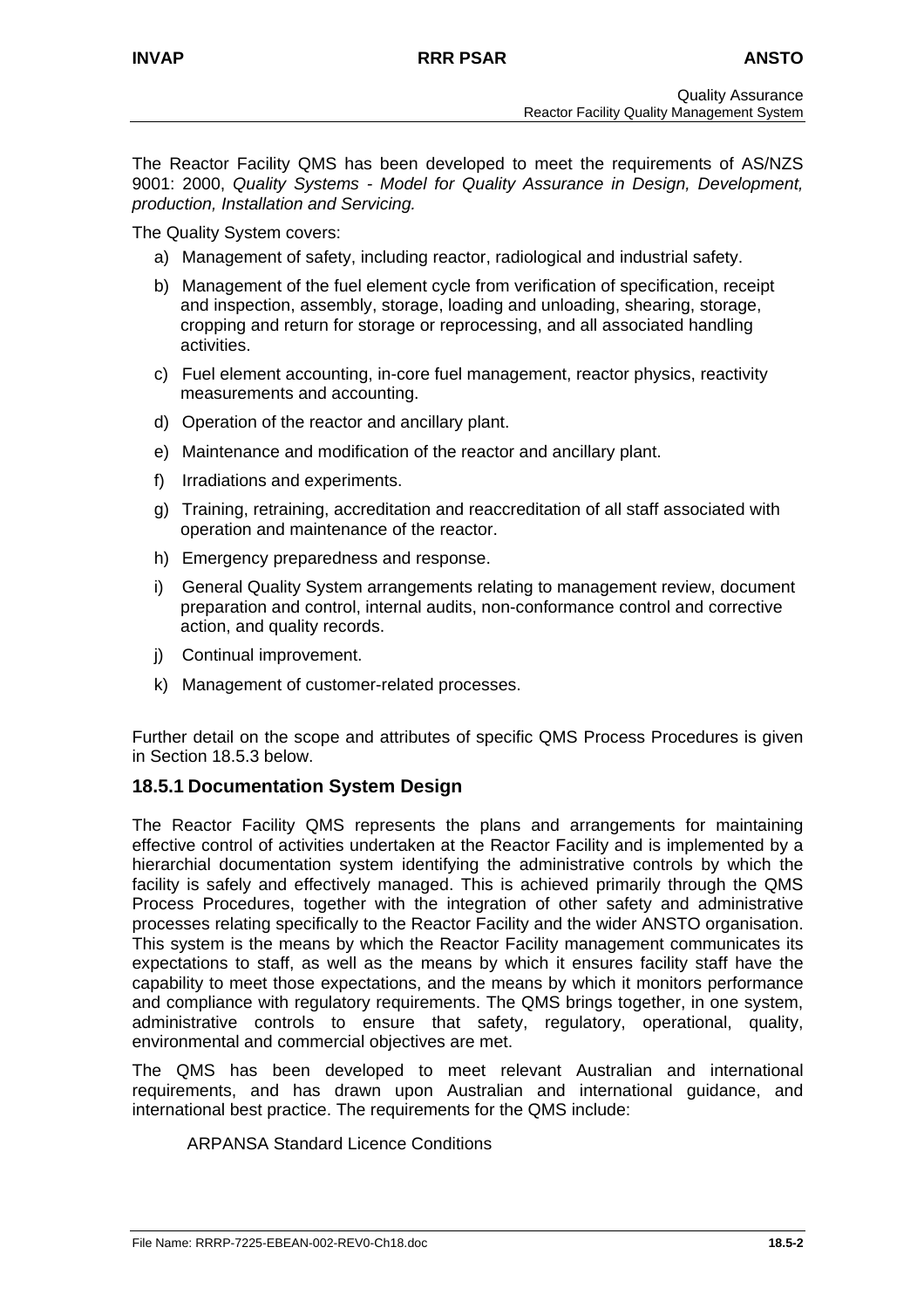The Reactor Facility QMS has been developed to meet the requirements of AS/NZS 9001: 2000, *Quality Systems - Model for Quality Assurance in Design, Development, production, Installation and Servicing.*

The Quality System covers:

a) Management of safety, including reactor, radiological and industrial safety.

b) Management of the fuel element cycle from verification of specification, receipt and inspection, assembly, storage, loading and unloading, shearing, storage, cropping and return for storage or reprocessing, and all associated handling activities.

c) Fuel element accounting, in-core fuel management, reactor physics, reactivity measurements and accounting.

d) Operation of the reactor and ancillary plant.

e) Maintenance and modification of the reactor and ancillary plant.

f) Irradiations and experiments.

g) Training, retraining, accreditation and reaccreditation of all staff associated with operation and maintenance of the reactor.

h) Emergency preparedness and response.

i) General Quality System arrangements relating to management review, document preparation and control, internal audits, non-conformance control and corrective action, and quality records.

j) Continual improvement.

k) Management of customer-related processes.

Further detail on the scope and attributes of specific QMS Process Procedures is given in Section 18.5.3 below.

### 18.5.1 Documentation System Design

The Reactor Facility QMS represents the plans and arrangements for maintaining effective control of activities undertaken at the Reactor Facility and is implemented by a hierarchial documentation system identifying the administrative controls by which the facility is safely and effectively managed. This is achieved primarily through the QMS Process Procedures, together with the integration of other safety and administrative processes relating specifically to the Reactor Facility and the wider ANSTO organisation. This system is the means by which the Reactor Facility management communicates its expectations to staff, as well as the means by which it ensures facility staff have the capability to meet those expectations, and the means by which it monitors performance and compliance with regulatory requirements. The QMS brings together, in one system, administrative controls to ensure that safety, regulatory, operational, quality, environmental and commercial objectives are met.

The QMS has been developed to meet relevant Australian and international requirements, and has drawn upon Australian and international guidance, and international best practice. The requirements for the QMS include:

ARPANSA Standard Licence Conditions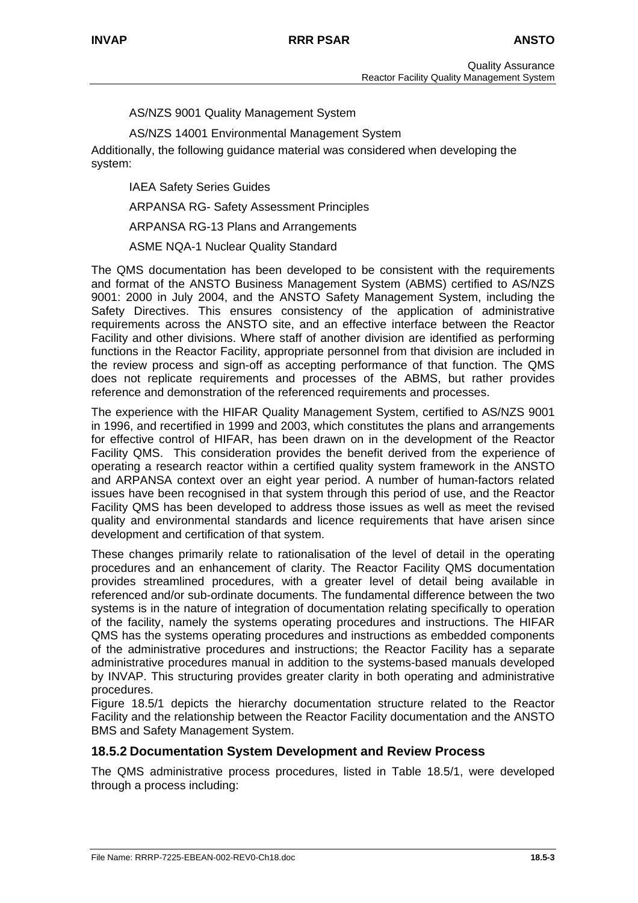AS/NZS 9001 Quality Management System

AS/NZS 14001 Environmental Management System

Additionally, the following guidance material was considered when developing the system:

IAEA Safety Series Guides

ARPANSA RG- Safety Assessment Principles

ARPANSA RG-13 Plans and Arrangements

ASME NQA-1 Nuclear Quality Standard

The QMS documentation has been developed to be consistent with the requirements and format of the ANSTO Business Management System (ABMS) certified to AS/NZS 9001: 2000 in July 2004, and the ANSTO Safety Management System, including the Safety Directives. This ensures consistency of the application of administrative requirements across the ANSTO site, and an effective interface between the Reactor Facility and other divisions. Where staff of another division are identified as performing functions in the Reactor Facility, appropriate personnel from that division are included in the review process and sign-off as accepting performance of that function. The QMS does not replicate requirements and processes of the ABMS, but rather provides reference and demonstration of the referenced requirements and processes.

The experience with the HIFAR Quality Management System, certified to AS/NZS 9001 in 1996, and recertified in 1999 and 2003, which constitutes the plans and arrangements for effective control of HIFAR, has been drawn on in the development of the Reactor Facility QMS. This consideration provides the benefit derived from the experience of operating a research reactor within a certified quality system framework in the ANSTO and ARPANSA context over an eight year period. A number of human-factors related issues have been recognised in that system through this period of use, and the Reactor Facility QMS has been developed to address those issues as well as meet the revised quality and environmental standards and licence requirements that have arisen since development and certification of that system.

These changes primarily relate to rationalisation of the level of detail in the operating procedures and an enhancement of clarity. The Reactor Facility QMS documentation provides streamlined procedures, with a greater level of detail being available in referenced and/or sub-ordinate documents. The fundamental difference between the two systems is in the nature of integration of documentation relating specifically to operation of the facility, namely the systems operating procedures and instructions. The HIFAR QMS has the systems operating procedures and instructions as embedded components of the administrative procedures and instructions; the Reactor Facility has a separate administrative procedures manual in addition to the systems-based manuals developed by INVAP. This structuring provides greater clarity in both operating and administrative procedures.

Figure 18.5/1 depicts the hierarchy documentation structure related to the Reactor Facility and the relationship between the Reactor Facility documentation and the ANSTO BMS and Safety Management System.

## 18.5.2 Documentation System Development and Review Process

The QMS administrative process procedures, listed in Table 18.5/1, were developed through a process including: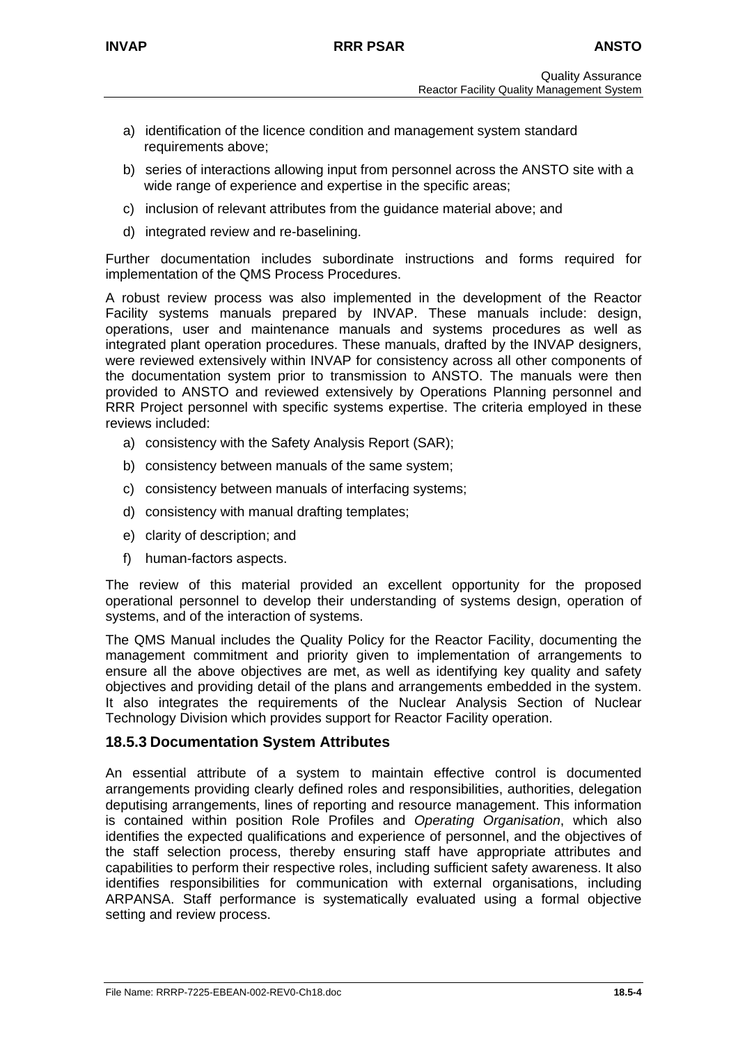a) identification of the licence condition and management system standard requirements above;

b) series of interactions allowing input from personnel across the ANSTO site with a wide range of experience and expertise in the specific areas;

c) inclusion of relevant attributes from the guidance material above; and

d) integrated review and re-baselining.

Further documentation includes subordinate instructions and forms required for implementation of the QMS Process Procedures.

A robust review process was also implemented in the development of the Reactor Facility systems manuals prepared by INVAP. These manuals include: design, operations, user and maintenance manuals and systems procedures as well as integrated plant operation procedures. These manuals, drafted by the INVAP designers, were reviewed extensively within INVAP for consistency across all other components of the documentation system prior to transmission to ANSTO. The manuals were then provided to ANSTO and reviewed extensively by Operations Planning personnel and RRR Project personnel with specific systems expertise. The criteria employed in these reviews included:

a) consistency with the Safety Analysis Report (SAR);

b) consistency between manuals of the same system;

c) consistency between manuals of interfacing systems;

d) consistency with manual drafting templates;

e) clarity of description; and

f) human-factors aspects.

The review of this material provided an excellent opportunity for the proposed operational personnel to develop their understanding of systems design, operation of systems, and of the interaction of systems.

The QMS Manual includes the Quality Policy for the Reactor Facility, documenting the management commitment and priority given to implementation of arrangements to ensure all the above objectives are met, as well as identifying key quality and safety objectives and providing detail of the plans and arrangements embedded in the system. It also integrates the requirements of the Nuclear Analysis Section of Nuclear Technology Division which provides support for Reactor Facility operation.

### 18.5.3 Documentation System Attributes

An essential attribute of a system to maintain effective control is documented arrangements providing clearly defined roles and responsibilities, authorities, delegation deputising arrangements, lines of reporting and resource management. This information is contained within position Role Profiles and *Operating Organisation*, which also identifies the expected qualifications and experience of personnel, and the objectives of the staff selection process, thereby ensuring staff have appropriate attributes and capabilities to perform their respective roles, including sufficient safety awareness. It also identifies responsibilities for communication with external organisations, including ARPANSA. Staff performance is systematically evaluated using a formal objective setting and review process.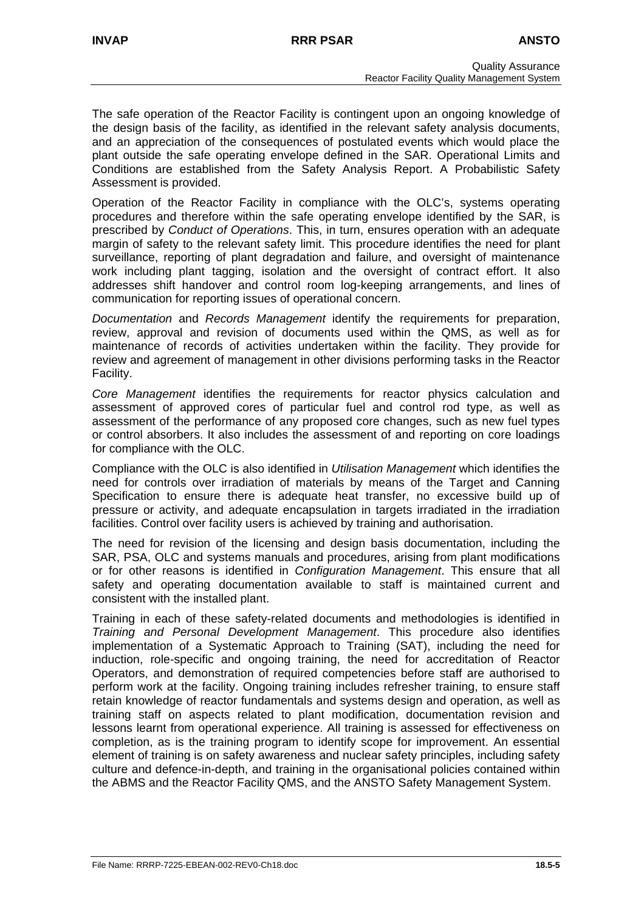The safe operation of the Reactor Facility is contingent upon an ongoing knowledge of the design basis of the facility, as identified in the relevant safety analysis documents, and an appreciation of the consequences of postulated events which would place the plant outside the safe operating envelope defined in the SAR. Operational Limits and Conditions are established from the Safety Analysis Report. A Probabilistic Safety Assessment is provided.

Operation of the Reactor Facility in compliance with the OLC's, systems operating procedures and therefore within the safe operating envelope identified by the SAR, is prescribed by *Conduct of Operations*. This, in turn, ensures operation with an adequate margin of safety to the relevant safety limit. This procedure identifies the need for plant surveillance, reporting of plant degradation and failure, and oversight of maintenance work including plant tagging, isolation and the oversight of contract effort. It also addresses shift handover and control room log-keeping arrangements, and lines of communication for reporting issues of operational concern.

*Documentation* and *Records Management* identify the requirements for preparation, review, approval and revision of documents used within the QMS, as well as for maintenance of records of activities undertaken within the facility. They provide for review and agreement of management in other divisions performing tasks in the Reactor Facility.

*Core Management* identifies the requirements for reactor physics calculation and assessment of approved cores of particular fuel and control rod type, as well as assessment of the performance of any proposed core changes, such as new fuel types or control absorbers. It also includes the assessment of and reporting on core loadings for compliance with the OLC.

Compliance with the OLC is also identified in *Utilisation Management* which identifies the need for controls over irradiation of materials by means of the Target and Canning Specification to ensure there is adequate heat transfer, no excessive build up of pressure or activity, and adequate encapsulation in targets irradiated in the irradiation facilities. Control over facility users is achieved by training and authorisation.

The need for revision of the licensing and design basis documentation, including the SAR, PSA, OLC and systems manuals and procedures, arising from plant modifications or for other reasons is identified in *Configuration Management*. This ensure that all safety and operating documentation available to staff is maintained current and consistent with the installed plant.

Training in each of these safety-related documents and methodologies is identified in *Training and Personal Development Management*. This procedure also identifies implementation of a Systematic Approach to Training (SAT), including the need for induction, role-specific and ongoing training, the need for accreditation of Reactor Operators, and demonstration of required competencies before staff are authorised to perform work at the facility. Ongoing training includes refresher training, to ensure staff retain knowledge of reactor fundamentals and systems design and operation, as well as training staff on aspects related to plant modification, documentation revision and lessons learnt from operational experience. All training is assessed for effectiveness on completion, as is the training program to identify scope for improvement. An essential element of training is on safety awareness and nuclear safety principles, including safety culture and defence-in-depth, and training in the organisational policies contained within the ABMS and the Reactor Facility QMS, and the ANSTO Safety Management System.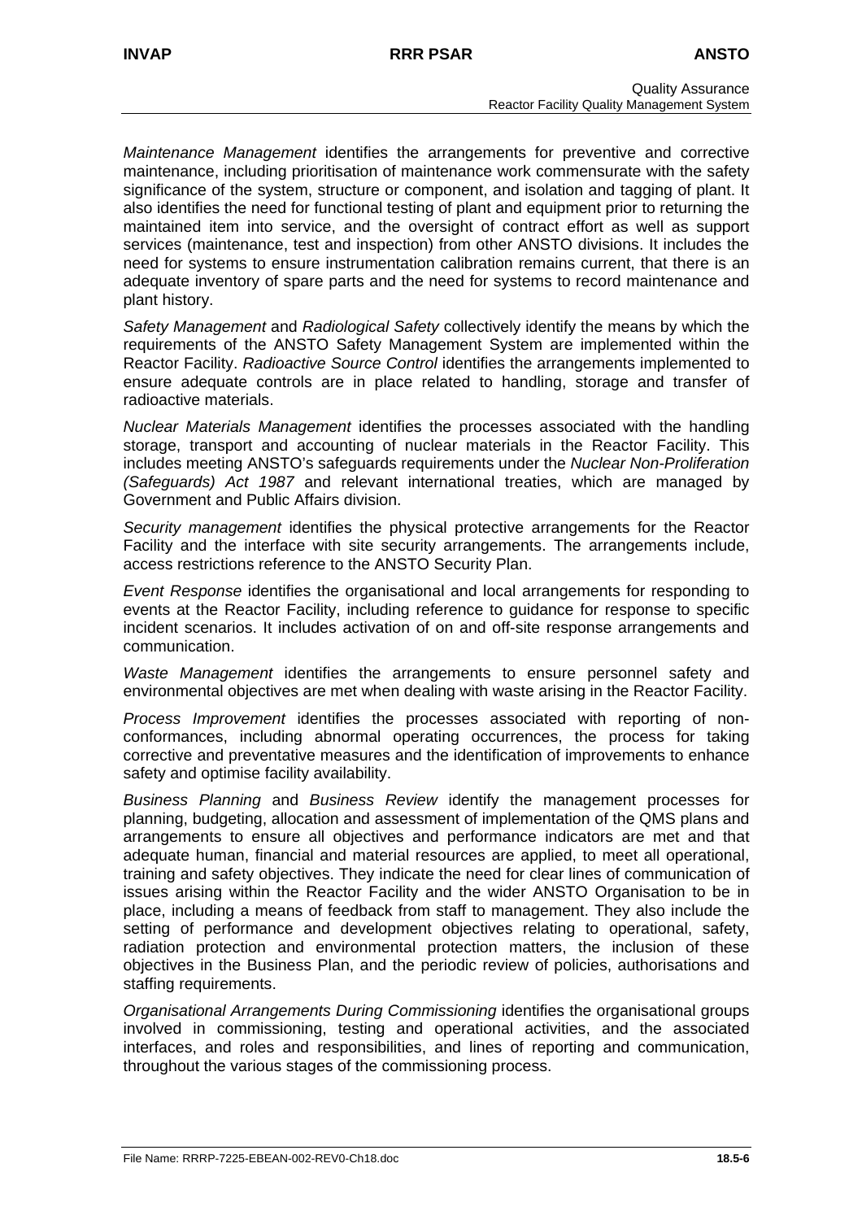*Maintenance Management* identifies the arrangements for preventive and corrective maintenance, including prioritisation of maintenance work commensurate with the safety significance of the system, structure or component, and isolation and tagging of plant. It also identifies the need for functional testing of plant and equipment prior to returning the maintained item into service, and the oversight of contract effort as well as support services (maintenance, test and inspection) from other ANSTO divisions. It includes the need for systems to ensure instrumentation calibration remains current, that there is an adequate inventory of spare parts and the need for systems to record maintenance and plant history.

*Safety Management* and *Radiological Safety* collectively identify the means by which the requirements of the ANSTO Safety Management System are implemented within the Reactor Facility. *Radioactive Source Control* identifies the arrangements implemented to ensure adequate controls are in place related to handling, storage and transfer of radioactive materials.

*Nuclear Materials Management* identifies the processes associated with the handling storage, transport and accounting of nuclear materials in the Reactor Facility. This includes meeting ANSTO's safeguards requirements under the *Nuclear Non-Proliferation (Safeguards) Act 1987* and relevant international treaties, which are managed by Government and Public Affairs division.

*Security management* identifies the physical protective arrangements for the Reactor Facility and the interface with site security arrangements. The arrangements include, access restrictions reference to the ANSTO Security Plan.

*Event Response* identifies the organisational and local arrangements for responding to events at the Reactor Facility, including reference to guidance for response to specific incident scenarios. It includes activation of on and off-site response arrangements and communication.

*Waste Management* identifies the arrangements to ensure personnel safety and environmental objectives are met when dealing with waste arising in the Reactor Facility.

*Process Improvement* identifies the processes associated with reporting of non-conformances, including abnormal operating occurrences, the process for taking corrective and preventative measures and the identification of improvements to enhance safety and optimise facility availability.

*Business Planning* and *Business Review* identify the management processes for planning, budgeting, allocation and assessment of implementation of the QMS plans and arrangements to ensure all objectives and performance indicators are met and that adequate human, financial and material resources are applied, to meet all operational, training and safety objectives. They indicate the need for clear lines of communication of issues arising within the Reactor Facility and the wider ANSTO Organisation to be in place, including a means of feedback from staff to management. They also include the setting of performance and development objectives relating to operational, safety, radiation protection and environmental protection matters, the inclusion of these objectives in the Business Plan, and the periodic review of policies, authorisations and staffing requirements.

*Organisational Arrangements During Commissioning* identifies the organisational groups involved in commissioning, testing and operational activities, and the associated interfaces, and roles and responsibilities, and lines of reporting and communication, throughout the various stages of the commissioning process.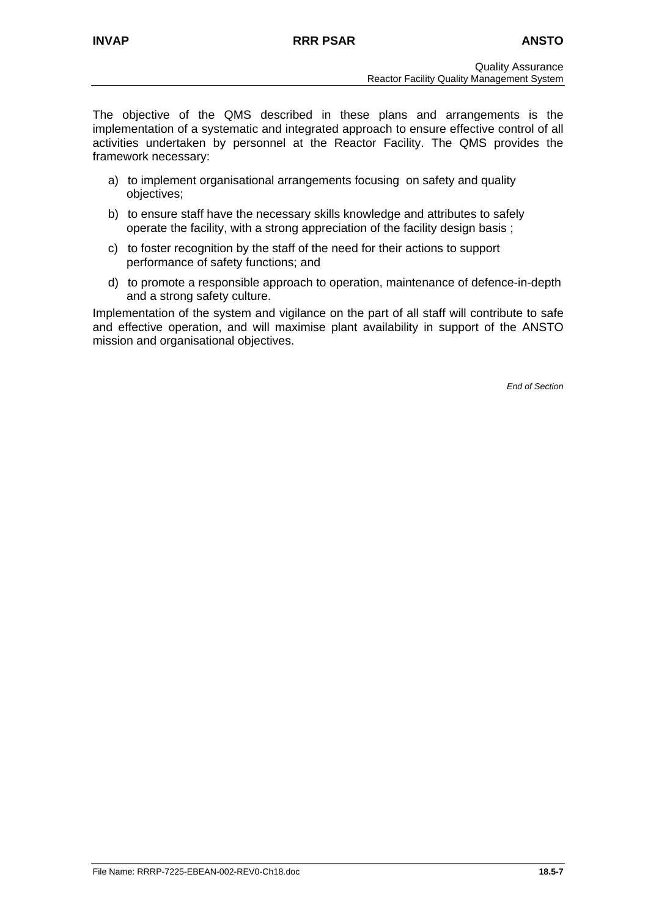The objective of the QMS described in these plans and arrangements is the implementation of a systematic and integrated approach to ensure effective control of all activities undertaken by personnel at the Reactor Facility. The QMS provides the framework necessary:

a) to implement organisational arrangements focusing on safety and quality objectives;

b) to ensure staff have the necessary skills knowledge and attributes to safely operate the facility, with a strong appreciation of the facility design basis ;

c) to foster recognition by the staff of the need for their actions to support performance of safety functions; and

d) to promote a responsible approach to operation, maintenance of defence-in-depth and a strong safety culture.

Implementation of the system and vigilance on the part of all staff will contribute to safe and effective operation, and will maximise plant availability in support of the ANSTO mission and organisational objectives.

*End of Section*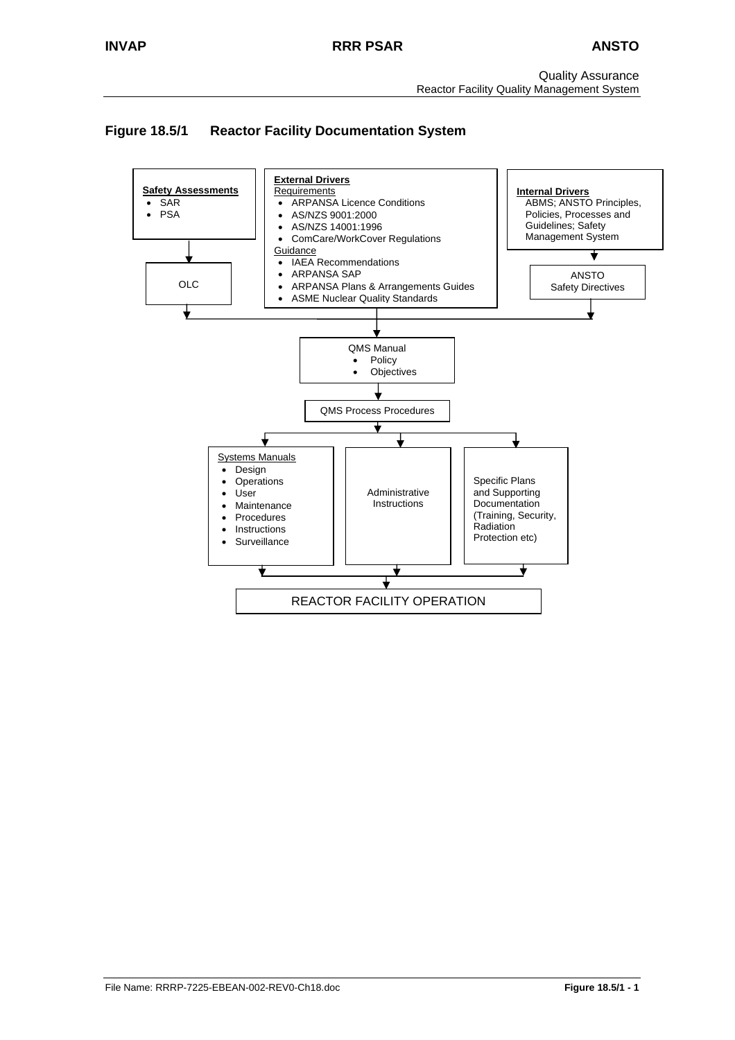## Figure 18.5/1 Reactor Facility Documentation System

**Safety Assessments**
- SAR
- PSA

OLC

**External Drivers**

Requirements
- ARPANSA Licence Conditions
- AS/NZS 9001:2000
- AS/NZS 14001:1996
- ComCare/WorkCover Regulations

Guidance
- IAEA Recommendations
- ARPANSA SAP
- ARPANSA Plans & Arrangements Guides
- ASME Nuclear Quality Standards

**Internal Drivers**

ABMS; ANSTO Principles, Policies, Processes and Guidelines; Safety Management System

ANSTO Safety Directives

QMS Manual
- Policy
- Objectives

QMS Process Procedures

Systems Manuals
- Design
- Operations
- User
- Maintenance
- Procedures
- Instructions
- Surveillance

Administrative Instructions

Specific Plans and Supporting Documentation (Training, Security, Radiation Protection etc)

REACTOR FACILITY OPERATION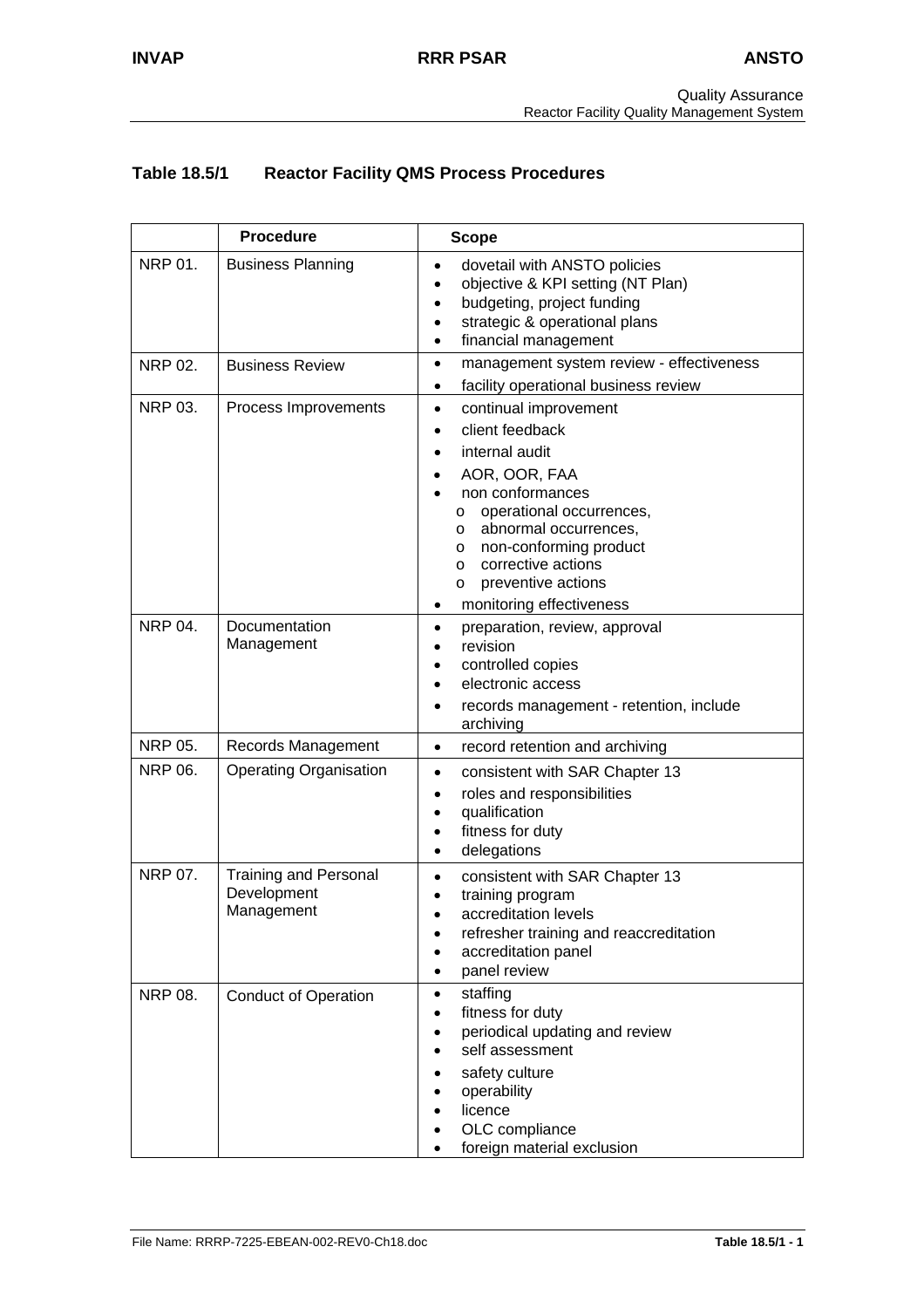**Table 18.5/1 Reactor Facility QMS Process Procedures**

| | Procedure | Scope |
|---|---|---|
| NRP 01. | Business Planning | • dovetail with ANSTO policies<br>• objective & KPI setting (NT Plan)<br>• budgeting, project funding<br>• strategic & operational plans<br>• financial management |
| NRP 02. | Business Review | • management system review - effectiveness<br>• facility operational business review |
| NRP 03. | Process Improvements | • continual improvement<br>• client feedback<br>• internal audit<br>• AOR, OOR, FAA<br>• non conformances<br>  o operational occurrences,<br>  o abnormal occurrences,<br>  o non-conforming product<br>  o corrective actions<br>  o preventive actions<br>• monitoring effectiveness |
| NRP 04. | Documentation Management | • preparation, review, approval<br>• revision<br>• controlled copies<br>• electronic access<br>• records management - retention, include archiving |
| NRP 05. | Records Management | • record retention and archiving |
| NRP 06. | Operating Organisation | • consistent with SAR Chapter 13<br>• roles and responsibilities<br>• qualification<br>• fitness for duty<br>• delegations |
| NRP 07. | Training and Personal Development Management | • consistent with SAR Chapter 13<br>• training program<br>• accreditation levels<br>• refresher training and reaccreditation<br>• accreditation panel<br>• panel review |
| NRP 08. | Conduct of Operation | • staffing<br>• fitness for duty<br>• periodical updating and review<br>• self assessment<br>• safety culture<br>• operability<br>• licence<br>• OLC compliance<br>• foreign material exclusion |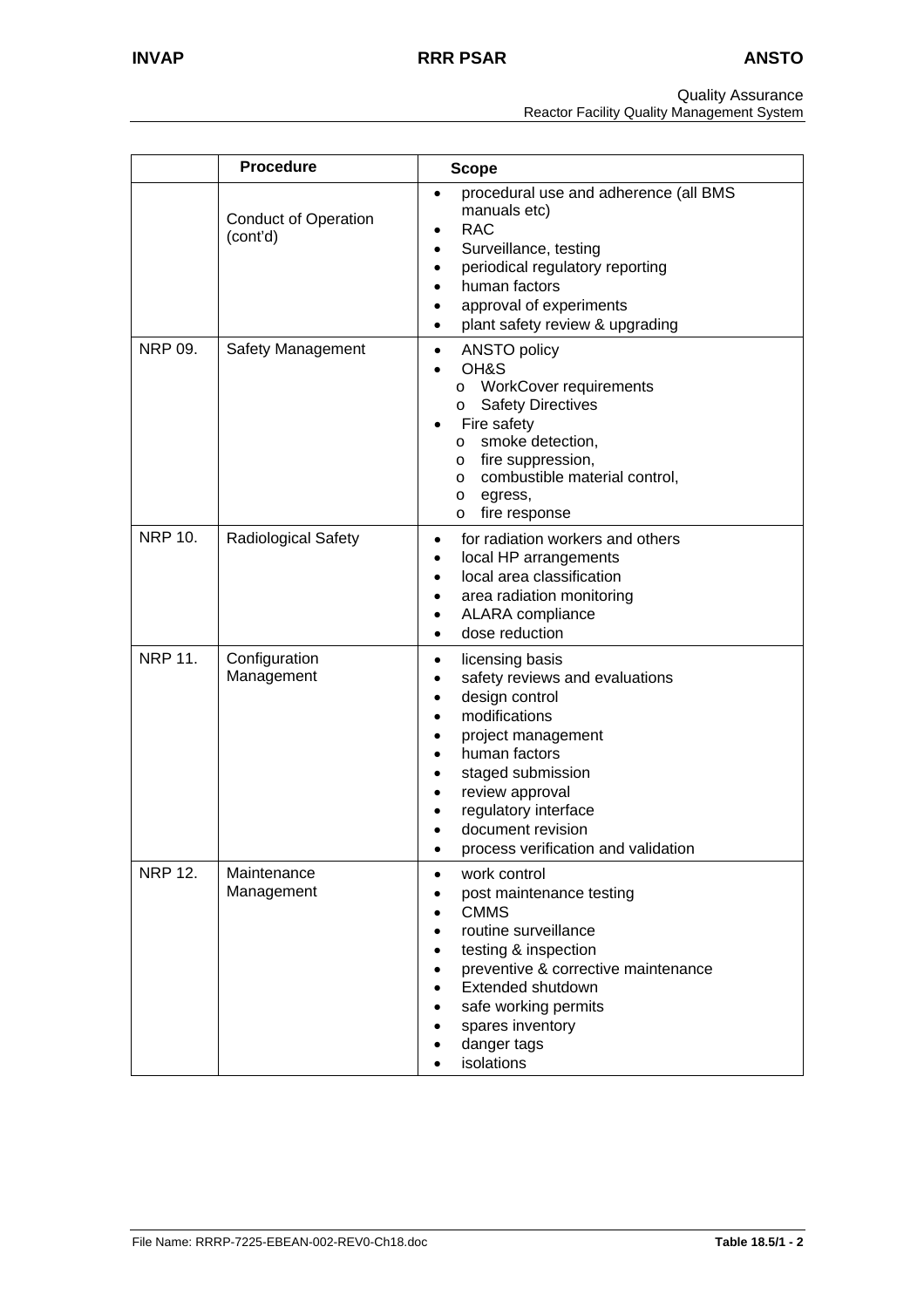| | Procedure | Scope |
|---|---|---|
| | Conduct of Operation (cont'd) | • procedural use and adherence (all BMS manuals etc)<br>• RAC<br>• Surveillance, testing<br>• periodical regulatory reporting<br>• human factors<br>• approval of experiments<br>• plant safety review & upgrading |
| NRP 09. | Safety Management | • ANSTO policy<br>• OH&S<br>  o WorkCover requirements<br>  o Safety Directives<br>• Fire safety<br>  o smoke detection,<br>  o fire suppression,<br>  o combustible material control,<br>  o egress,<br>  o fire response |
| NRP 10. | Radiological Safety | • for radiation workers and others<br>• local HP arrangements<br>• local area classification<br>• area radiation monitoring<br>• ALARA compliance<br>• dose reduction |
| NRP 11. | Configuration Management | • licensing basis<br>• safety reviews and evaluations<br>• design control<br>• modifications<br>• project management<br>• human factors<br>• staged submission<br>• review approval<br>• regulatory interface<br>• document revision<br>• process verification and validation |
| NRP 12. | Maintenance Management | • work control<br>• post maintenance testing<br>• CMMS<br>• routine surveillance<br>• testing & inspection<br>• preventive & corrective maintenance<br>• Extended shutdown<br>• safe working permits<br>• spares inventory<br>• danger tags<br>• isolations |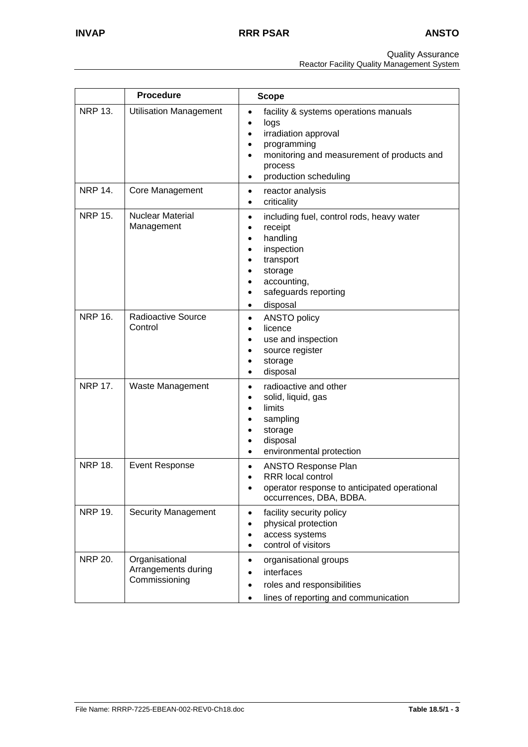| | Procedure | Scope |
|---|---|---|
| NRP 13. | Utilisation Management | • facility & systems operations manuals<br>• logs<br>• irradiation approval<br>• programming<br>• monitoring and measurement of products and process<br>• production scheduling |
| NRP 14. | Core Management | • reactor analysis<br>• criticality |
| NRP 15. | Nuclear Material Management | • including fuel, control rods, heavy water<br>• receipt<br>• handling<br>• inspection<br>• transport<br>• storage<br>• accounting,<br>• safeguards reporting<br>• disposal |
| NRP 16. | Radioactive Source Control | • ANSTO policy<br>• licence<br>• use and inspection<br>• source register<br>• storage<br>• disposal |
| NRP 17. | Waste Management | • radioactive and other<br>• solid, liquid, gas<br>• limits<br>• sampling<br>• storage<br>• disposal<br>• environmental protection |
| NRP 18. | Event Response | • ANSTO Response Plan<br>• RRR local control<br>• operator response to anticipated operational occurrences, DBA, BDBA. |
| NRP 19. | Security Management | • facility security policy<br>• physical protection<br>• access systems<br>• control of visitors |
| NRP 20. | Organisational Arrangements during Commissioning | • organisational groups<br>• interfaces<br>• roles and responsibilities<br>• lines of reporting and communication |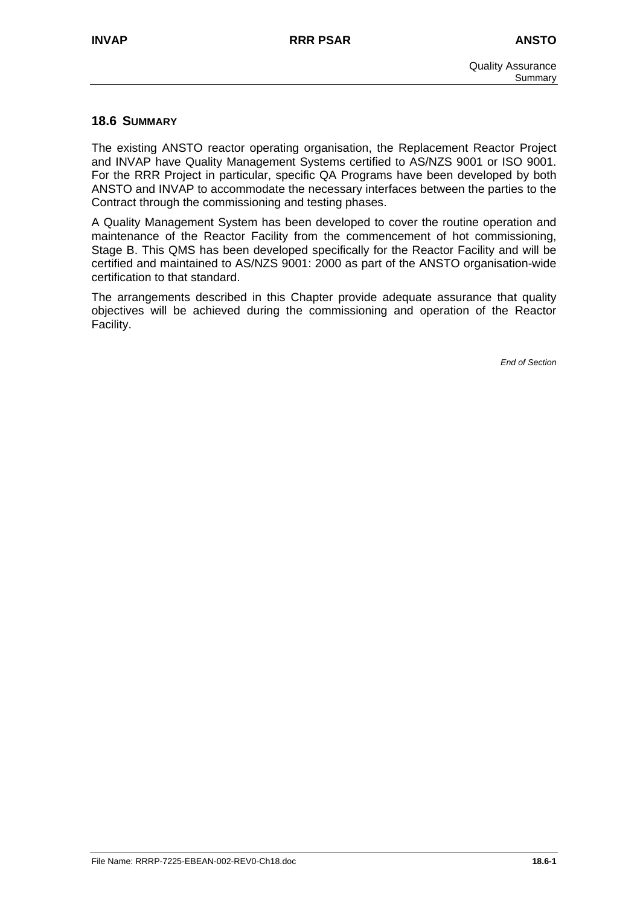## 18.6 SUMMARY

The existing ANSTO reactor operating organisation, the Replacement Reactor Project and INVAP have Quality Management Systems certified to AS/NZS 9001 or ISO 9001. For the RRR Project in particular, specific QA Programs have been developed by both ANSTO and INVAP to accommodate the necessary interfaces between the parties to the Contract through the commissioning and testing phases.

A Quality Management System has been developed to cover the routine operation and maintenance of the Reactor Facility from the commencement of hot commissioning, Stage B. This QMS has been developed specifically for the Reactor Facility and will be certified and maintained to AS/NZS 9001: 2000 as part of the ANSTO organisation-wide certification to that standard.

The arrangements described in this Chapter provide adequate assurance that quality objectives will be achieved during the commissioning and operation of the Reactor Facility.

*End of Section*